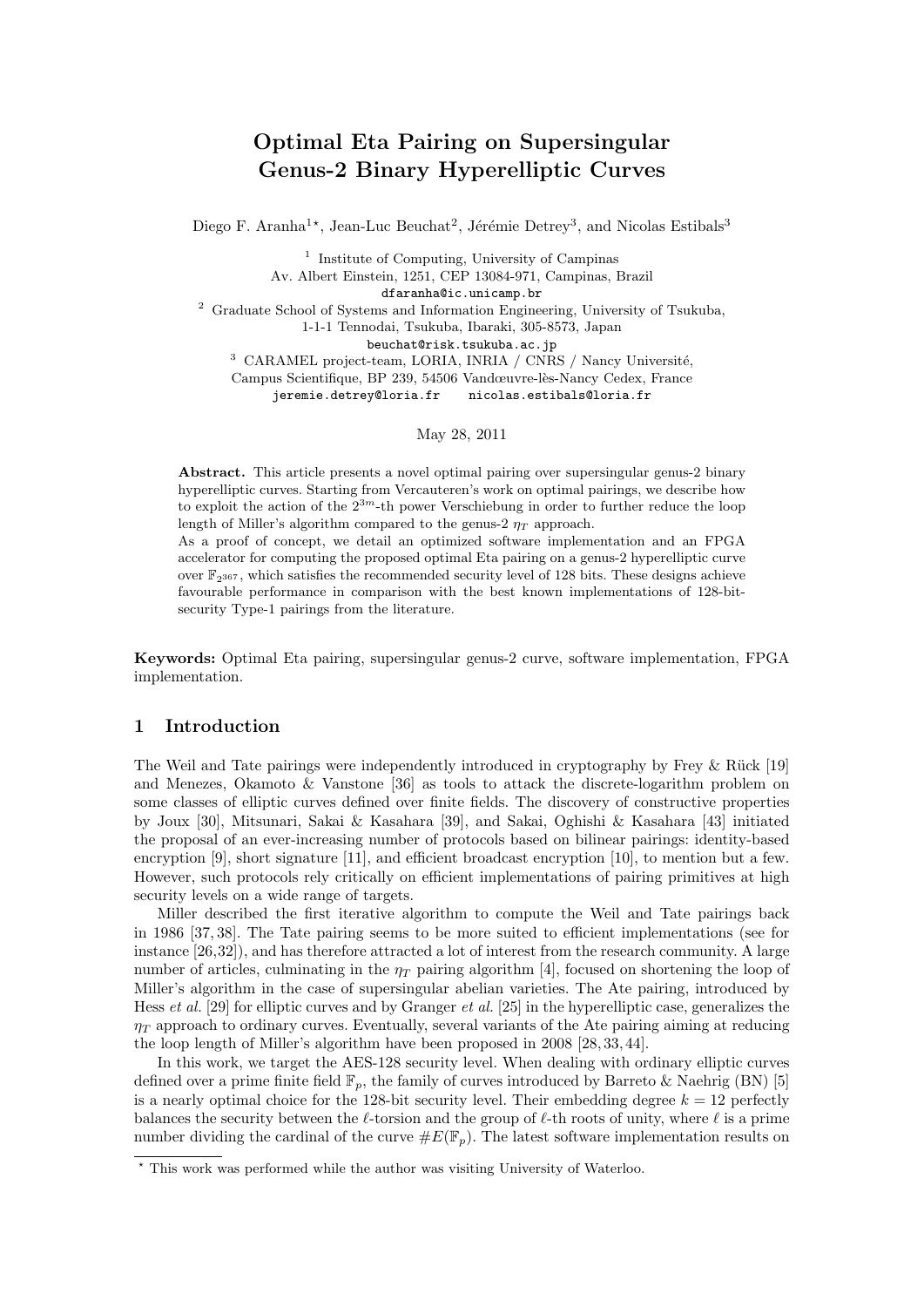# Optimal Eta Pairing on Supersingular Genus-2 Binary Hyperelliptic Curves

Diego F. Aranha[1,⋆], Jean-Luc Beuchat[2], Jérémie Detrey[3], and Nicolas Estibals[3]

[1] Institute of Computing, University of Campinas
Av. Albert Einstein, 1251, CEP 13084-971, Campinas, Brazil
dfaranha@ic.unicamp.br

[2] Graduate School of Systems and Information Engineering, University of Tsukuba,
1-1-1 Tennodai, Tsukuba, Ibaraki, 305-8573, Japan
beuchat@risk.tsukuba.ac.jp

[3] CARAMEL project-team, LORIA, INRIA / CNRS / Nancy Université,
Campus Scientifique, BP 239, 54506 Vandœuvre-lès-Nancy Cedex, France
jeremie.detrey@loria.fr nicolas.estibals@loria.fr

May 28, 2011

**Abstract.** This article presents a novel optimal pairing over supersingular genus-2 binary hyperelliptic curves. Starting from Vercauteren's work on optimal pairings, we describe how to exploit the action of the $2^{3m}$-th power Verschiebung in order to further reduce the loop length of Miller's algorithm compared to the genus-2 $\eta_T$ approach.
As a proof of concept, we detail an optimized software implementation and an FPGA accelerator for computing the proposed optimal Eta pairing on a genus-2 hyperelliptic curve over $\mathbb{F}_{2^{367}}$, which satisfies the recommended security level of 128 bits. These designs achieve favourable performance in comparison with the best known implementations of 128-bit-security Type-1 pairings from the literature.

**Keywords:** Optimal Eta pairing, supersingular genus-2 curve, software implementation, FPGA implementation.

## 1 Introduction

The Weil and Tate pairings were independently introduced in cryptography by Frey & Rück [19] and Menezes, Okamoto & Vanstone [36] as tools to attack the discrete-logarithm problem on some classes of elliptic curves defined over finite fields. The discovery of constructive properties by Joux [30], Mitsunari, Sakai & Kasahara [39], and Sakai, Oghishi & Kasahara [43] initiated the proposal of an ever-increasing number of protocols based on bilinear pairings: identity-based encryption [9], short signature [11], and efficient broadcast encryption [10], to mention but a few. However, such protocols rely critically on efficient implementations of pairing primitives at high security levels on a wide range of targets.

Miller described the first iterative algorithm to compute the Weil and Tate pairings back in 1986 [37, 38]. The Tate pairing seems to be more suited to efficient implementations (see for instance [26, 32]), and has therefore attracted a lot of interest from the research community. A large number of articles, culminating in the $\eta_T$ pairing algorithm [4], focused on shortening the loop of Miller's algorithm in the case of supersingular abelian varieties. The Ate pairing, introduced by Hess *et al.* [29] for elliptic curves and by Granger *et al.* [25] in the hyperelliptic case, generalizes the $\eta_T$ approach to ordinary curves. Eventually, several variants of the Ate pairing aiming at reducing the loop length of Miller's algorithm have been proposed in 2008 [28, 33, 44].

In this work, we target the AES-128 security level. When dealing with ordinary elliptic curves defined over a prime finite field $\mathbb{F}_p$, the family of curves introduced by Barreto & Naehrig (BN) [5] is a nearly optimal choice for the 128-bit security level. Their embedding degree $k = 12$ perfectly balances the security between the $\ell$-torsion and the group of $\ell$-th roots of unity, where $\ell$ is a prime number dividing the cardinal of the curve $\#E(\mathbb{F}_p)$. The latest software implementation results on

⋆ This work was performed while the author was visiting University of Waterloo.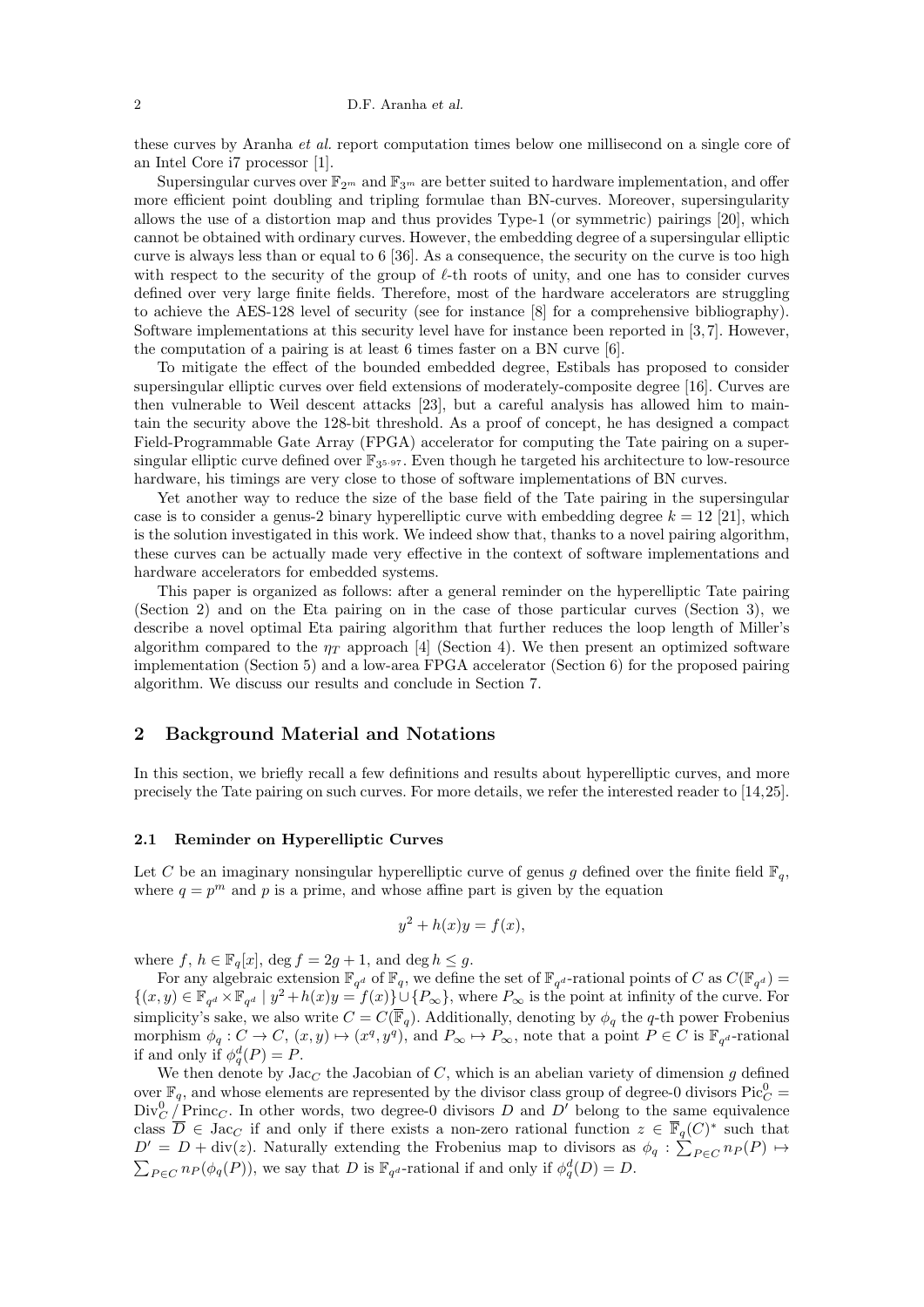these curves by Aranha *et al.* report computation times below one millisecond on a single core of an Intel Core i7 processor [1].

Supersingular curves over $\mathbb{F}_{2^m}$ and $\mathbb{F}_{3^m}$ are better suited to hardware implementation, and offer more efficient point doubling and tripling formulae than BN-curves. Moreover, supersingularity allows the use of a distortion map and thus provides Type-1 (or symmetric) pairings [20], which cannot be obtained with ordinary curves. However, the embedding degree of a supersingular elliptic curve is always less than or equal to 6 [36]. As a consequence, the security on the curve is too high with respect to the security of the group of $\ell$-th roots of unity, and one has to consider curves defined over very large finite fields. Therefore, most of the hardware accelerators are struggling to achieve the AES-128 level of security (see for instance [8] for a comprehensive bibliography). Software implementations at this security level have for instance been reported in [3, 7]. However, the computation of a pairing is at least 6 times faster on a BN curve [6].

To mitigate the effect of the bounded embedded degree, Estibals has proposed to consider supersingular elliptic curves over field extensions of moderately-composite degree [16]. Curves are then vulnerable to Weil descent attacks [23], but a careful analysis has allowed him to maintain the security above the 128-bit threshold. As a proof of concept, he has designed a compact Field-Programmable Gate Array (FPGA) accelerator for computing the Tate pairing on a supersingular elliptic curve defined over $\mathbb{F}_{3^{5\cdot 97}}$. Even though he targeted his architecture to low-resource hardware, his timings are very close to those of software implementations of BN curves.

Yet another way to reduce the size of the base field of the Tate pairing in the supersingular case is to consider a genus-2 binary hyperelliptic curve with embedding degree $k = 12$ [21], which is the solution investigated in this work. We indeed show that, thanks to a novel pairing algorithm, these curves can be actually made very effective in the context of software implementations and hardware accelerators for embedded systems.

This paper is organized as follows: after a general reminder on the hyperelliptic Tate pairing (Section 2) and on the Eta pairing on in the case of those particular curves (Section 3), we describe a novel optimal Eta pairing algorithm that further reduces the loop length of Miller's algorithm compared to the $\eta_T$ approach [4] (Section 4). We then present an optimized software implementation (Section 5) and a low-area FPGA accelerator (Section 6) for the proposed pairing algorithm. We discuss our results and conclude in Section 7.

## 2 Background Material and Notations

In this section, we briefly recall a few definitions and results about hyperelliptic curves, and more precisely the Tate pairing on such curves. For more details, we refer the interested reader to [14, 25].

### 2.1 Reminder on Hyperelliptic Curves

Let $C$ be an imaginary nonsingular hyperelliptic curve of genus $g$ defined over the finite field $\mathbb{F}_q$, where $q = p^m$ and $p$ is a prime, and whose affine part is given by the equation

$$y^2 + h(x)y = f(x),$$

where $f,\, h \in \mathbb{F}_q[x]$, $\deg f = 2g + 1$, and $\deg h \leq g$.

For any algebraic extension $\mathbb{F}_{q^d}$ of $\mathbb{F}_q$, we define the set of $\mathbb{F}_{q^d}$-rational points of $C$ as $C(\mathbb{F}_{q^d}) = \{(x, y) \in \mathbb{F}_{q^d} \times \mathbb{F}_{q^d} \mid y^2 + h(x)y = f(x)\} \cup \{P_\infty\}$, where $P_\infty$ is the point at infinity of the curve. For simplicity's sake, we also write $C = C(\overline{\mathbb{F}}_q)$. Additionally, denoting by $\phi_q$ the $q$-th power Frobenius morphism $\phi_q : C \to C$, $(x, y) \mapsto (x^q, y^q)$, and $P_\infty \mapsto P_\infty$, note that a point $P \in C$ is $\mathbb{F}_{q^d}$-rational if and only if $\phi_q^d(P) = P$.

We then denote by $\mathrm{Jac}_C$ the Jacobian of $C$, which is an abelian variety of dimension $g$ defined over $\mathbb{F}_q$, and whose elements are represented by the divisor class group of degree-0 divisors $\mathrm{Pic}_C^0 = \mathrm{Div}_C^0 / \mathrm{Princ}_C$. In other words, two degree-0 divisors $D$ and $D'$ belong to the same equivalence class $\overline{D} \in \mathrm{Jac}_C$ if and only if there exists a non-zero rational function $z \in \overline{\mathbb{F}}_q(C)^*$ such that $D' = D + \mathrm{div}(z)$. Naturally extending the Frobenius map to divisors as $\phi_q : \sum_{P \in C} n_P(P) \mapsto \sum_{P \in C} n_P(\phi_q(P))$, we say that $D$ is $\mathbb{F}_{q^d}$-rational if and only if $\phi_q^d(D) = D$.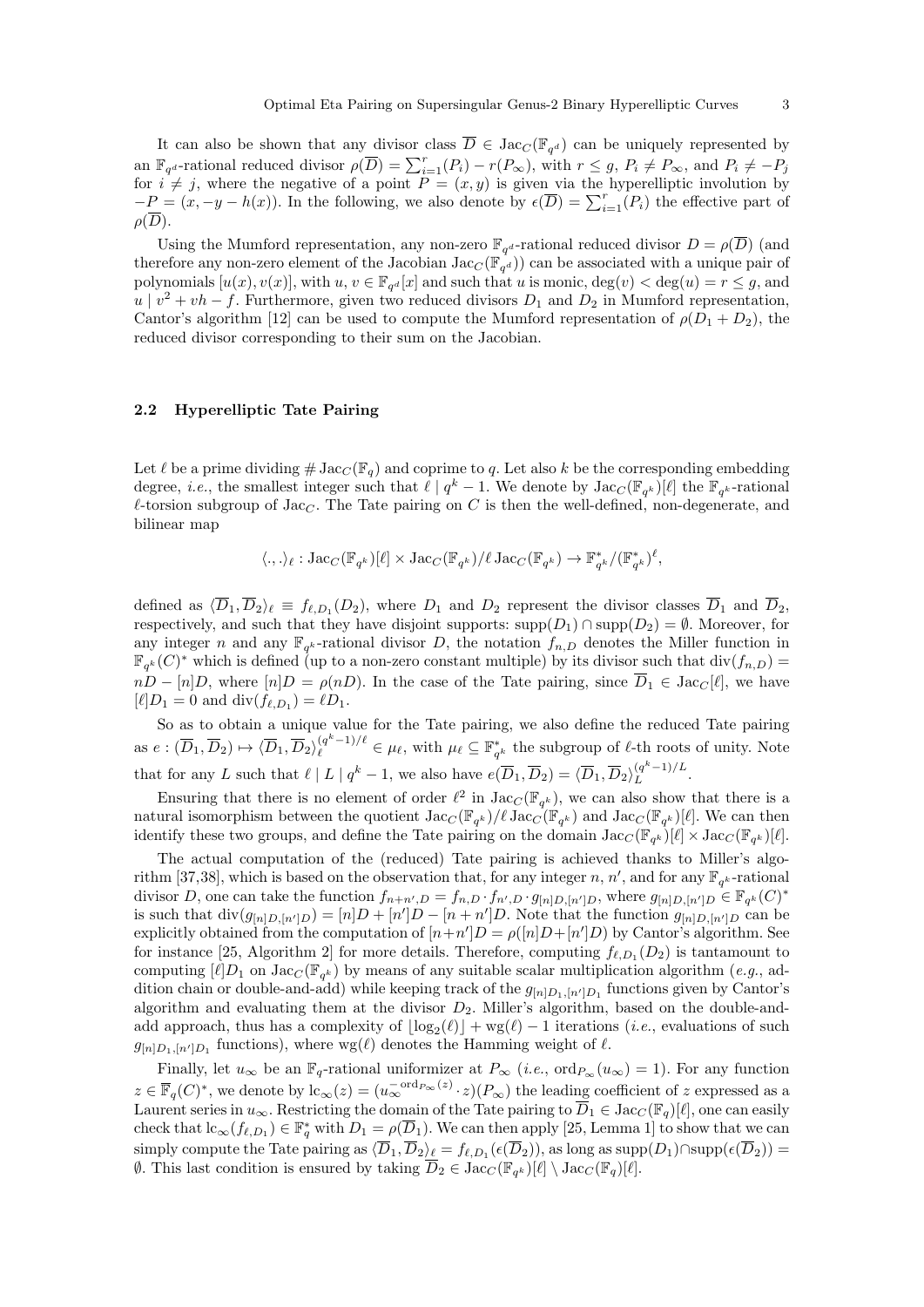It can also be shown that any divisor class $\overline{D} \in \mathrm{Jac}_C(\mathbb{F}_{q^d})$ can be uniquely represented by an $\mathbb{F}_{q^d}$-rational reduced divisor $\rho(\overline{D}) = \sum_{i=1}^{r}(P_i) - r(P_\infty)$, with $r \leq g$, $P_i \neq P_\infty$, and $P_i \neq -P_j$ for $i \neq j$, where the negative of a point $P = (x, y)$ is given via the hyperelliptic involution by $-P = (x, -y - h(x))$. In the following, we also denote by $\epsilon(\overline{D}) = \sum_{i=1}^{r}(P_i)$ the effective part of $\rho(\overline{D})$.

Using the Mumford representation, any non-zero $\mathbb{F}_{q^d}$-rational reduced divisor $D = \rho(\overline{D})$ (and therefore any non-zero element of the Jacobian $\mathrm{Jac}_C(\mathbb{F}_{q^d})$) can be associated with a unique pair of polynomials $[u(x), v(x)]$, with $u, v \in \mathbb{F}_{q^d}[x]$ and such that $u$ is monic, $\deg(v) < \deg(u) = r \leq g$, and $u \mid v^2 + vh - f$. Furthermore, given two reduced divisors $D_1$ and $D_2$ in Mumford representation, Cantor's algorithm [12] can be used to compute the Mumford representation of $\rho(D_1 + D_2)$, the reduced divisor corresponding to their sum on the Jacobian.

### 2.2 Hyperelliptic Tate Pairing

Let $\ell$ be a prime dividing $\#\,\mathrm{Jac}_C(\mathbb{F}_q)$ and coprime to $q$. Let also $k$ be the corresponding embedding degree, *i.e.*, the smallest integer such that $\ell \mid q^k - 1$. We denote by $\mathrm{Jac}_C(\mathbb{F}_{q^k})[\ell]$ the $\mathbb{F}_{q^k}$-rational $\ell$-torsion subgroup of $\mathrm{Jac}_C$. The Tate pairing on $C$ is then the well-defined, non-degenerate, and bilinear map

$$\langle .,. \rangle_\ell : \mathrm{Jac}_C(\mathbb{F}_{q^k})[\ell] \times \mathrm{Jac}_C(\mathbb{F}_{q^k})/\ell\,\mathrm{Jac}_C(\mathbb{F}_{q^k}) \to \mathbb{F}_{q^k}^*/(\mathbb{F}_{q^k}^*)^\ell,$$

defined as $\langle \overline{D}_1, \overline{D}_2 \rangle_\ell \equiv f_{\ell,D_1}(D_2)$, where $D_1$ and $D_2$ represent the divisor classes $\overline{D}_1$ and $\overline{D}_2$, respectively, and such that they have disjoint supports: $\mathrm{supp}(D_1) \cap \mathrm{supp}(D_2) = \emptyset$. Moreover, for any integer $n$ and any $\mathbb{F}_{q^k}$-rational divisor $D$, the notation $f_{n,D}$ denotes the Miller function in $\mathbb{F}_{q^k}(C)^*$ which is defined (up to a non-zero constant multiple) by its divisor such that $\mathrm{div}(f_{n,D}) = nD - [n]D$, where $[n]D = \rho(nD)$. In the case of the Tate pairing, since $\overline{D}_1 \in \mathrm{Jac}_C[\ell]$, we have $[\ell]D_1 = 0$ and $\mathrm{div}(f_{\ell,D_1}) = \ell D_1$.

So as to obtain a unique value for the Tate pairing, we also define the reduced Tate pairing as $e : (\overline{D}_1, \overline{D}_2) \mapsto \langle \overline{D}_1, \overline{D}_2 \rangle_\ell^{(q^k-1)/\ell} \in \mu_\ell$, with $\mu_\ell \subseteq \mathbb{F}_{q^k}^*$ the subgroup of $\ell$-th roots of unity. Note that for any $L$ such that $\ell \mid L \mid q^k - 1$, we also have $e(\overline{D}_1, \overline{D}_2) = \langle \overline{D}_1, \overline{D}_2 \rangle_L^{(q^k-1)/L}$.

Ensuring that there is no element of order $\ell^2$ in $\mathrm{Jac}_C(\mathbb{F}_{q^k})$, we can also show that there is a natural isomorphism between the quotient $\mathrm{Jac}_C(\mathbb{F}_{q^k})/\ell\,\mathrm{Jac}_C(\mathbb{F}_{q^k})$ and $\mathrm{Jac}_C(\mathbb{F}_{q^k})[\ell]$. We can then identify these two groups, and define the Tate pairing on the domain $\mathrm{Jac}_C(\mathbb{F}_{q^k})[\ell] \times \mathrm{Jac}_C(\mathbb{F}_{q^k})[\ell]$.

The actual computation of the (reduced) Tate pairing is achieved thanks to Miller's algorithm [37,38], which is based on the observation that, for any integer $n$, $n'$, and for any $\mathbb{F}_{q^k}$-rational divisor $D$, one can take the function $f_{n+n',D} = f_{n,D} \cdot f_{n',D} \cdot g_{[n]D,[n']D}$, where $g_{[n]D,[n']D} \in \mathbb{F}_{q^k}(C)^*$ is such that $\mathrm{div}(g_{[n]D,[n']D}) = [n]D + [n']D - [n+n']D$. Note that the function $g_{[n]D,[n']D}$ can be explicitly obtained from the computation of $[n+n']D = \rho([n]D + [n']D)$ by Cantor's algorithm. See for instance [25, Algorithm 2] for more details. Therefore, computing $f_{\ell,D_1}(D_2)$ is tantamount to computing $[\ell]D_1$ on $\mathrm{Jac}_C(\mathbb{F}_{q^k})$ by means of any suitable scalar multiplication algorithm (*e.g.*, addition chain or double-and-add) while keeping track of the $g_{[n]D_1,[n']D_1}$ functions given by Cantor's algorithm and evaluating them at the divisor $D_2$. Miller's algorithm, based on the double-and-add approach, thus has a complexity of $\lfloor \log_2(\ell) \rfloor + \mathrm{wg}(\ell) - 1$ iterations (*i.e.*, evaluations of such $g_{[n]D_1,[n']D_1}$ functions), where $\mathrm{wg}(\ell)$ denotes the Hamming weight of $\ell$.

Finally, let $u_\infty$ be an $\mathbb{F}_q$-rational uniformizer at $P_\infty$ (*i.e.*, $\mathrm{ord}_{P_\infty}(u_\infty) = 1$). For any function $z \in \overline{\mathbb{F}}_q(C)^*$, we denote by $\mathrm{lc}_\infty(z) = (u_\infty^{-\mathrm{ord}_{P_\infty}(z)} \cdot z)(P_\infty)$ the leading coefficient of $z$ expressed as a Laurent series in $u_\infty$. Restricting the domain of the Tate pairing to $\overline{D}_1 \in \mathrm{Jac}_C(\mathbb{F}_q)[\ell]$, one can easily check that $\mathrm{lc}_\infty(f_{\ell,D_1}) \in \mathbb{F}_q^*$ with $D_1 = \rho(\overline{D}_1)$. We can then apply [25, Lemma 1] to show that we can simply compute the Tate pairing as $\langle \overline{D}_1, \overline{D}_2 \rangle_\ell = f_{\ell,D_1}(\epsilon(\overline{D}_2))$, as long as $\mathrm{supp}(D_1) \cap \mathrm{supp}(\epsilon(\overline{D}_2)) = \emptyset$. This last condition is ensured by taking $\overline{D}_2 \in \mathrm{Jac}_C(\mathbb{F}_{q^k})[\ell] \setminus \mathrm{Jac}_C(\mathbb{F}_q)[\ell]$.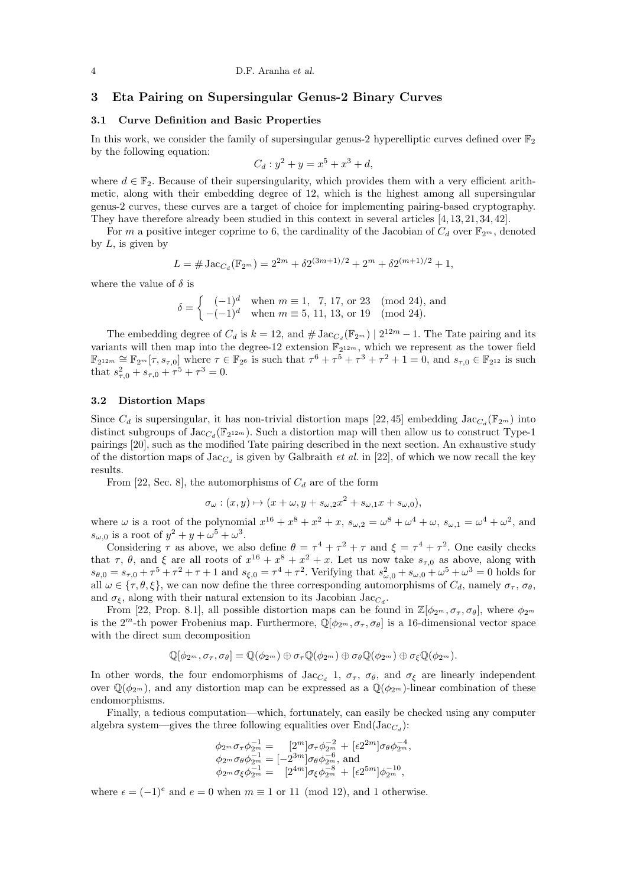## 3 Eta Pairing on Supersingular Genus-2 Binary Curves

### 3.1 Curve Definition and Basic Properties

In this work, we consider the family of supersingular genus-2 hyperelliptic curves defined over $\mathbb{F}_2$ by the following equation:

$$C_d : y^2 + y = x^5 + x^3 + d,$$

where $d \in \mathbb{F}_2$. Because of their supersingularity, which provides them with a very efficient arithmetic, along with their embedding degree of 12, which is the highest among all supersingular genus-2 curves, these curves are a target of choice for implementing pairing-based cryptography. They have therefore already been studied in this context in several articles [4, 13, 21, 34, 42].

For $m$ a positive integer coprime to 6, the cardinality of the Jacobian of $C_d$ over $\mathbb{F}_{2^m}$, denoted by $L$, is given by

$$L = \# \operatorname{Jac}_{C_d}(\mathbb{F}_{2^m}) = 2^{2m} + \delta 2^{(3m+1)/2} + 2^m + \delta 2^{(m+1)/2} + 1,$$

where the value of $\delta$ is

$$\delta = \begin{cases} (-1)^d & \text{when } m \equiv 1, \ 7, \ 17, \text{ or } 23 \pmod{24}, \text{ and} \\ -(-1)^d & \text{when } m \equiv 5, \ 11, \ 13, \text{ or } 19 \pmod{24}. \end{cases}$$

The embedding degree of $C_d$ is $k = 12$, and $\# \operatorname{Jac}_{C_d}(\mathbb{F}_{2^m}) \mid 2^{12m} - 1$. The Tate pairing and its variants will then map into the degree-12 extension $\mathbb{F}_{2^{12m}}$, which we represent as the tower field $\mathbb{F}_{2^{12m}} \cong \mathbb{F}_{2^m}[\tau, s_{\tau,0}]$ where $\tau \in \mathbb{F}_{2^6}$ is such that $\tau^6 + \tau^5 + \tau^3 + \tau^2 + 1 = 0$, and $s_{\tau,0} \in \mathbb{F}_{2^{12}}$ is such that $s_{\tau,0}^2 + s_{\tau,0} + \tau^5 + \tau^3 = 0$.

### 3.2 Distortion Maps

Since $C_d$ is supersingular, it has non-trivial distortion maps [22, 45] embedding $\operatorname{Jac}_{C_d}(\mathbb{F}_{2^m})$ into distinct subgroups of $\operatorname{Jac}_{C_d}(\mathbb{F}_{2^{12m}})$. Such a distortion map will then allow us to construct Type-1 pairings [20], such as the modified Tate pairing described in the next section. An exhaustive study of the distortion maps of $\operatorname{Jac}_{C_d}$ is given by Galbraith *et al.* in [22], of which we now recall the key results.

From [22, Sec. 8], the automorphisms of $C_d$ are of the form

$$\sigma_\omega : (x, y) \mapsto (x + \omega, y + s_{\omega,2}x^2 + s_{\omega,1}x + s_{\omega,0}),$$

where $\omega$ is a root of the polynomial $x^{16} + x^8 + x^2 + x$, $s_{\omega,2} = \omega^8 + \omega^4 + \omega$, $s_{\omega,1} = \omega^4 + \omega^2$, and $s_{\omega,0}$ is a root of $y^2 + y + \omega^5 + \omega^3$.

Considering $\tau$ as above, we also define $\theta = \tau^4 + \tau^2 + \tau$ and $\xi = \tau^4 + \tau^2$. One easily checks that $\tau$, $\theta$, and $\xi$ are all roots of $x^{16} + x^8 + x^2 + x$. Let us now take $s_{\tau,0}$ as above, along with $s_{\theta,0} = s_{\tau,0} + \tau^5 + \tau^2 + \tau + 1$ and $s_{\xi,0} = \tau^4 + \tau^2$. Verifying that $s_{\omega,0}^2 + s_{\omega,0} + \omega^5 + \omega^3 = 0$ holds for all $\omega \in \{\tau, \theta, \xi\}$, we can now define the three corresponding automorphisms of $C_d$, namely $\sigma_\tau$, $\sigma_\theta$, and $\sigma_\xi$, along with their natural extension to its Jacobian $\operatorname{Jac}_{C_d}$.

From [22, Prop. 8.1], all possible distortion maps can be found in $\mathbb{Z}[\phi_{2^m}, \sigma_\tau, \sigma_\theta]$, where $\phi_{2^m}$ is the $2^m$-th power Frobenius map. Furthermore, $\mathbb{Q}[\phi_{2^m}, \sigma_\tau, \sigma_\theta]$ is a 16-dimensional vector space with the direct sum decomposition

$$\mathbb{Q}[\phi_{2^m}, \sigma_\tau, \sigma_\theta] = \mathbb{Q}(\phi_{2^m}) \oplus \sigma_\tau \mathbb{Q}(\phi_{2^m}) \oplus \sigma_\theta \mathbb{Q}(\phi_{2^m}) \oplus \sigma_\xi \mathbb{Q}(\phi_{2^m}).$$

In other words, the four endomorphisms of $\operatorname{Jac}_{C_d}$ 1, $\sigma_\tau$, $\sigma_\theta$, and $\sigma_\xi$ are linearly independent over $\mathbb{Q}(\phi_{2^m})$, and any distortion map can be expressed as a $\mathbb{Q}(\phi_{2^m})$-linear combination of these endomorphisms.

Finally, a tedious computation—which, fortunately, can easily be checked using any computer algebra system—gives the three following equalities over $\operatorname{End}(\operatorname{Jac}_{C_d})$:

$$\begin{aligned}
\phi_{2^m} \sigma_\tau \phi_{2^m}^{-1} &= \phantom{-}[2^m] \sigma_\tau \phi_{2^m}^{-2} + [\epsilon 2^{2m}] \sigma_\theta \phi_{2^m}^{-4}, \\
\phi_{2^m} \sigma_\theta \phi_{2^m}^{-1} &= [-2^{3m}] \sigma_\theta \phi_{2^m}^{-6}, \text{ and} \\
\phi_{2^m} \sigma_\xi \phi_{2^m}^{-1} &= \phantom{-}[2^{4m}] \sigma_\xi \phi_{2^m}^{-8} + [\epsilon 2^{5m}] \phi_{2^m}^{-10},
\end{aligned}$$

where $\epsilon = (-1)^e$ and $e = 0$ when $m \equiv 1$ or $11 \pmod{12}$, and 1 otherwise.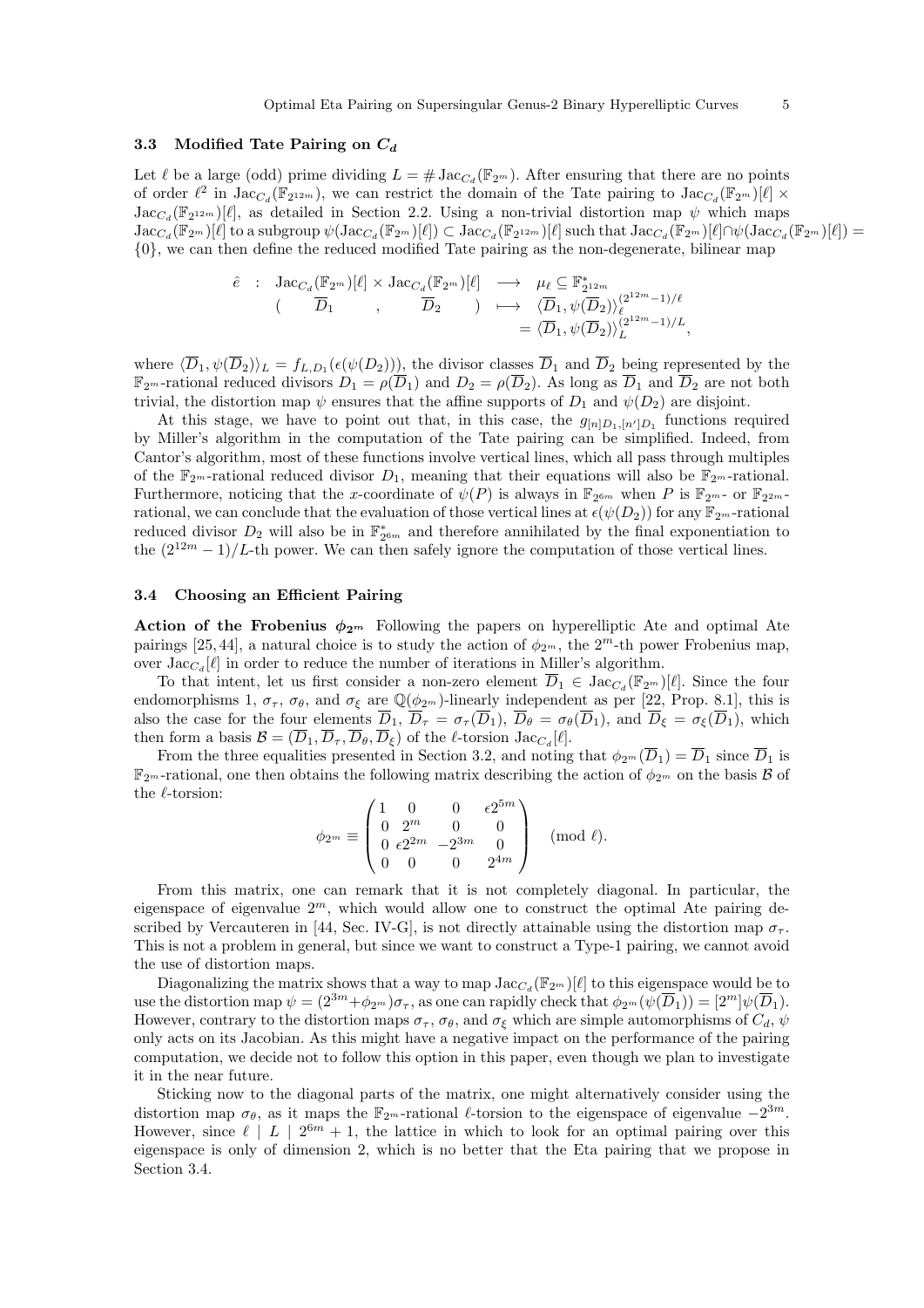### 3.3 Modified Tate Pairing on $C_d$

Let $\ell$ be a large (odd) prime dividing $L = \#\operatorname{Jac}_{C_d}(\mathbb{F}_{2^m})$. After ensuring that there are no points of order $\ell^2$ in $\operatorname{Jac}_{C_d}(\mathbb{F}_{2^{12m}})$, we can restrict the domain of the Tate pairing to $\operatorname{Jac}_{C_d}(\mathbb{F}_{2^m})[\ell] \times \operatorname{Jac}_{C_d}(\mathbb{F}_{2^{12m}})[\ell]$, as detailed in Section 2.2. Using a non-trivial distortion map $\psi$ which maps $\operatorname{Jac}_{C_d}(\mathbb{F}_{2^m})[\ell]$ to a subgroup $\psi(\operatorname{Jac}_{C_d}(\mathbb{F}_{2^m})[\ell]) \subset \operatorname{Jac}_{C_d}(\mathbb{F}_{2^{12m}})[\ell]$ such that $\operatorname{Jac}_{C_d}(\mathbb{F}_{2^m})[\ell] \cap \psi(\operatorname{Jac}_{C_d}(\mathbb{F}_{2^m})[\ell]) = \{0\}$, we can then define the reduced modified Tate pairing as the non-degenerate, bilinear map

$$
\begin{array}{rccl}
\hat{e} & : & \operatorname{Jac}_{C_d}(\mathbb{F}_{2^m})[\ell] \times \operatorname{Jac}_{C_d}(\mathbb{F}_{2^m})[\ell] & \longrightarrow \mu_\ell \subseteq \mathbb{F}_{2^{12m}}^* \\
 & & (\overline{D}_1, \overline{D}_2) & \longmapsto \langle \overline{D}_1, \psi(\overline{D}_2)\rangle_\ell^{(2^{12m}-1)/\ell} \\
 & & & = \langle \overline{D}_1, \psi(\overline{D}_2)\rangle_L^{(2^{12m}-1)/L},
\end{array}
$$

where $\langle \overline{D}_1, \psi(\overline{D}_2)\rangle_L = f_{L,D_1}(\epsilon(\psi(D_2)))$, the divisor classes $\overline{D}_1$ and $\overline{D}_2$ being represented by the $\mathbb{F}_{2^m}$-rational reduced divisors $D_1 = \rho(\overline{D}_1)$ and $D_2 = \rho(\overline{D}_2)$. As long as $\overline{D}_1$ and $\overline{D}_2$ are not both trivial, the distortion map $\psi$ ensures that the affine supports of $D_1$ and $\psi(D_2)$ are disjoint.

At this stage, we have to point out that, in this case, the $g_{[n]D_1,[n']D_1}$ functions required by Miller's algorithm in the computation of the Tate pairing can be simplified. Indeed, from Cantor's algorithm, most of these functions involve vertical lines, which all pass through multiples of the $\mathbb{F}_{2^m}$-rational reduced divisor $D_1$, meaning that their equations will also be $\mathbb{F}_{2^m}$-rational. Furthermore, noticing that the $x$-coordinate of $\psi(P)$ is always in $\mathbb{F}_{2^{6m}}$ when $P$ is $\mathbb{F}_{2^m}$- or $\mathbb{F}_{2^{2m}}$-rational, we can conclude that the evaluation of those vertical lines at $\epsilon(\psi(D_2))$ for any $\mathbb{F}_{2^m}$-rational reduced divisor $D_2$ will also be in $\mathbb{F}_{2^{6m}}^*$ and therefore annihilated by the final exponentiation to the $(2^{12m}-1)/L$-th power. We can then safely ignore the computation of those vertical lines.

### 3.4 Choosing an Efficient Pairing

**Action of the Frobenius $\phi_{2^m}$** Following the papers on hyperelliptic Ate and optimal Ate pairings [25, 44], a natural choice is to study the action of $\phi_{2^m}$, the $2^m$-th power Frobenius map, over $\operatorname{Jac}_{C_d}[\ell]$ in order to reduce the number of iterations in Miller's algorithm.

To that intent, let us first consider a non-zero element $\overline{D}_1 \in \operatorname{Jac}_{C_d}(\mathbb{F}_{2^m})[\ell]$. Since the four endomorphisms 1, $\sigma_\tau$, $\sigma_\theta$, and $\sigma_\xi$ are $\mathbb{Q}(\phi_{2^m})$-linearly independent as per [22, Prop. 8.1], this is also the case for the four elements $\overline{D}_1$, $\overline{D}_\tau = \sigma_\tau(\overline{D}_1)$, $\overline{D}_\theta = \sigma_\theta(\overline{D}_1)$, and $\overline{D}_\xi = \sigma_\xi(\overline{D}_1)$, which then form a basis $\mathcal{B} = (\overline{D}_1, \overline{D}_\tau, \overline{D}_\theta, \overline{D}_\xi)$ of the $\ell$-torsion $\operatorname{Jac}_{C_d}[\ell]$.

From the three equalities presented in Section 3.2, and noting that $\phi_{2^m}(\overline{D}_1) = \overline{D}_1$ since $\overline{D}_1$ is $\mathbb{F}_{2^m}$-rational, one then obtains the following matrix describing the action of $\phi_{2^m}$ on the basis $\mathcal{B}$ of the $\ell$-torsion:

$$
\phi_{2^m} \equiv \begin{pmatrix} 1 & 0 & 0 & \epsilon 2^{5m} \\ 0 & 2^m & 0 & 0 \\ 0 & \epsilon 2^{2m} & -2^{3m} & 0 \\ 0 & 0 & 0 & 2^{4m} \end{pmatrix} \pmod{\ell}.
$$

From this matrix, one can remark that it is not completely diagonal. In particular, the eigenspace of eigenvalue $2^m$, which would allow one to construct the optimal Ate pairing described by Vercauteren in [44, Sec. IV-G], is not directly attainable using the distortion map $\sigma_\tau$. This is not a problem in general, but since we want to construct a Type-1 pairing, we cannot avoid the use of distortion maps.

Diagonalizing the matrix shows that a way to map $\operatorname{Jac}_{C_d}(\mathbb{F}_{2^m})[\ell]$ to this eigenspace would be to use the distortion map $\psi = (2^{3m} + \phi_{2^m})\sigma_\tau$, as one can rapidly check that $\phi_{2^m}(\psi(\overline{D}_1)) = [2^m]\psi(\overline{D}_1)$. However, contrary to the distortion maps $\sigma_\tau$, $\sigma_\theta$, and $\sigma_\xi$ which are simple automorphisms of $C_d$, $\psi$ only acts on its Jacobian. As this might have a negative impact on the performance of the pairing computation, we decide not to follow this option in this paper, even though we plan to investigate it in the near future.

Sticking now to the diagonal parts of the matrix, one might alternatively consider using the distortion map $\sigma_\theta$, as it maps the $\mathbb{F}_{2^m}$-rational $\ell$-torsion to the eigenspace of eigenvalue $-2^{3m}$. However, since $\ell \mid L \mid 2^{6m}+1$, the lattice in which to look for an optimal pairing over this eigenspace is only of dimension 2, which is no better that the Eta pairing that we propose in Section 3.4.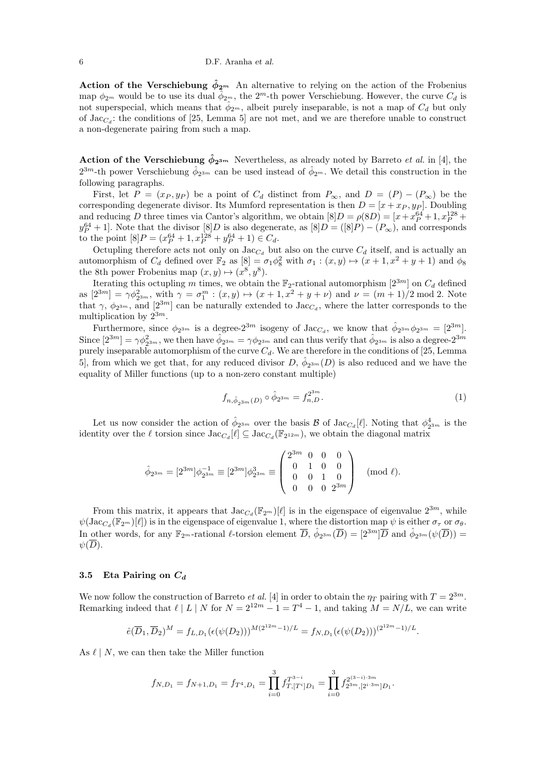**Action of the Verschiebung $\hat{\phi}_{2^m}$** An alternative to relying on the action of the Frobenius map $\phi_{2^m}$ would be to use its dual $\hat{\phi}_{2^m}$, the $2^m$-th power Verschiebung. However, the curve $C_d$ is not superspecial, which means that $\hat{\phi}_{2^m}$, albeit purely inseparable, is not a map of $C_d$ but only of $\mathrm{Jac}_{C_d}$: the conditions of [25, Lemma 5] are not met, and we are therefore unable to construct a non-degenerate pairing from such a map.

**Action of the Verschiebung $\hat{\phi}_{2^{3m}}$** Nevertheless, as already noted by Barreto *et al.* in [4], the $2^{3m}$-th power Verschiebung $\hat{\phi}_{2^{3m}}$ can be used instead of $\hat{\phi}_{2^m}$. We detail this construction in the following paragraphs.

First, let $P = (x_P, y_P)$ be a point of $C_d$ distinct from $P_\infty$, and $D = (P) - (P_\infty)$ be the corresponding degenerate divisor. Its Mumford representation is then $D = [x + x_P, y_P]$. Doubling and reducing $D$ three times via Cantor's algorithm, we obtain $[8]D = \rho(8D) = [x + x_P^{64} + 1, x_P^{128} + y_P^{64} + 1]$. Note that the divisor $[8]D$ is also degenerate, as $[8]D = ([8]P) - (P_\infty)$, and corresponds to the point $[8]P = (x_P^{64} + 1, x_P^{128} + y_P^{64} + 1) \in C_d$.

Octupling therefore acts not only on $\mathrm{Jac}_{C_d}$ but also on the curve $C_d$ itself, and is actually an automorphism of $C_d$ defined over $\mathbb{F}_2$ as $[8] = \sigma_1 \phi_8^2$ with $\sigma_1 : (x, y) \mapsto (x + 1, x^2 + y + 1)$ and $\phi_8$ the 8th power Frobenius map $(x, y) \mapsto (x^8, y^8)$.

Iterating this octupling $m$ times, we obtain the $\mathbb{F}_2$-rational automorphism $[2^{3m}]$ on $C_d$ defined as $[2^{3m}] = \gamma \phi_{2^{3m}}^2$, with $\gamma = \sigma_1^m : (x, y) \mapsto (x + 1, x^2 + y + \nu)$ and $\nu = (m + 1)/2 \bmod 2$. Note that $\gamma$, $\phi_{2^{3m}}$, and $[2^{3m}]$ can be naturally extended to $\mathrm{Jac}_{C_d}$, where the latter corresponds to the multiplication by $2^{3m}$.

Furthermore, since $\phi_{2^{3m}}$ is a degree-$2^{3m}$ isogeny of $\mathrm{Jac}_{C_d}$, we know that $\hat{\phi}_{2^{3m}} \phi_{2^{3m}} = [2^{3m}]$. Since $[2^{3m}] = \gamma \phi_{2^{3m}}^2$, we then have $\hat{\phi}_{2^{3m}} = \gamma \phi_{2^{3m}}$ and can thus verify that $\hat{\phi}_{2^{3m}}$ is also a degree-$2^{3m}$ purely inseparable automorphism of the curve $C_d$. We are therefore in the conditions of [25, Lemma 5], from which we get that, for any reduced divisor $D$, $\hat{\phi}_{2^{3m}}(D)$ is also reduced and we have the equality of Miller functions (up to a non-zero constant multiple)

$$f_{n, \hat{\phi}_{2^{3m}}(D)} \circ \hat{\phi}_{2^{3m}} = f_{n,D}^{2^{3m}}. \tag{1}$$

Let us now consider the action of $\hat{\phi}_{2^{3m}}$ over the basis $\mathcal{B}$ of $\mathrm{Jac}_{C_d}[\ell]$. Noting that $\phi_{2^{3m}}^4$ is the identity over the $\ell$ torsion since $\mathrm{Jac}_{C_d}[\ell] \subseteq \mathrm{Jac}_{C_d}(\mathbb{F}_{2^{12m}})$, we obtain the diagonal matrix

$$\hat{\phi}_{2^{3m}} = [2^{3m}] \phi_{2^{3m}}^{-1} \equiv [2^{3m}] \phi_{2^{3m}}^3 \equiv \begin{pmatrix} 2^{3m} & 0 & 0 & 0 \\ 0 & 1 & 0 & 0 \\ 0 & 0 & 1 & 0 \\ 0 & 0 & 0 & 2^{3m} \end{pmatrix} \pmod{\ell}.$$

From this matrix, it appears that $\mathrm{Jac}_{C_d}(\mathbb{F}_{2^m})[\ell]$ is in the eigenspace of eigenvalue $2^{3m}$, while $\psi(\mathrm{Jac}_{C_d}(\mathbb{F}_{2^m})[\ell])$ is in the eigenspace of eigenvalue 1, where the distortion map $\psi$ is either $\sigma_\tau$ or $\sigma_\theta$. In other words, for any $\mathbb{F}_{2^m}$-rational $\ell$-torsion element $\overline{D}$, $\hat{\phi}_{2^{3m}}(\overline{D}) = [2^{3m}]\overline{D}$ and $\hat{\phi}_{2^{3m}}(\psi(\overline{D})) = \psi(\overline{D})$.

### 3.5 Eta Pairing on $C_d$

We now follow the construction of Barreto *et al.* [4] in order to obtain the $\eta_T$ pairing with $T = 2^{3m}$. Remarking indeed that $\ell \mid L \mid N$ for $N = 2^{12m} - 1 = T^4 - 1$, and taking $M = N/L$, we can write

$$\hat{e}(\overline{D}_1, \overline{D}_2)^M = f_{L,D_1}(\epsilon(\psi(D_2)))^{M(2^{12m}-1)/L} = f_{N,D_1}(\epsilon(\psi(D_2)))^{(2^{12m}-1)/L}.$$

As $\ell \mid N$, we can then take the Miller function

$$f_{N,D_1} = f_{N+1,D_1} = f_{T^4,D_1} = \prod_{i=0}^{3} f_{T,[T^i]D_1}^{T^{3-i}} = \prod_{i=0}^{3} f_{2^{3m},[2^{i \cdot 3m}]D_1}^{2^{(3-i) \cdot 3m}}.$$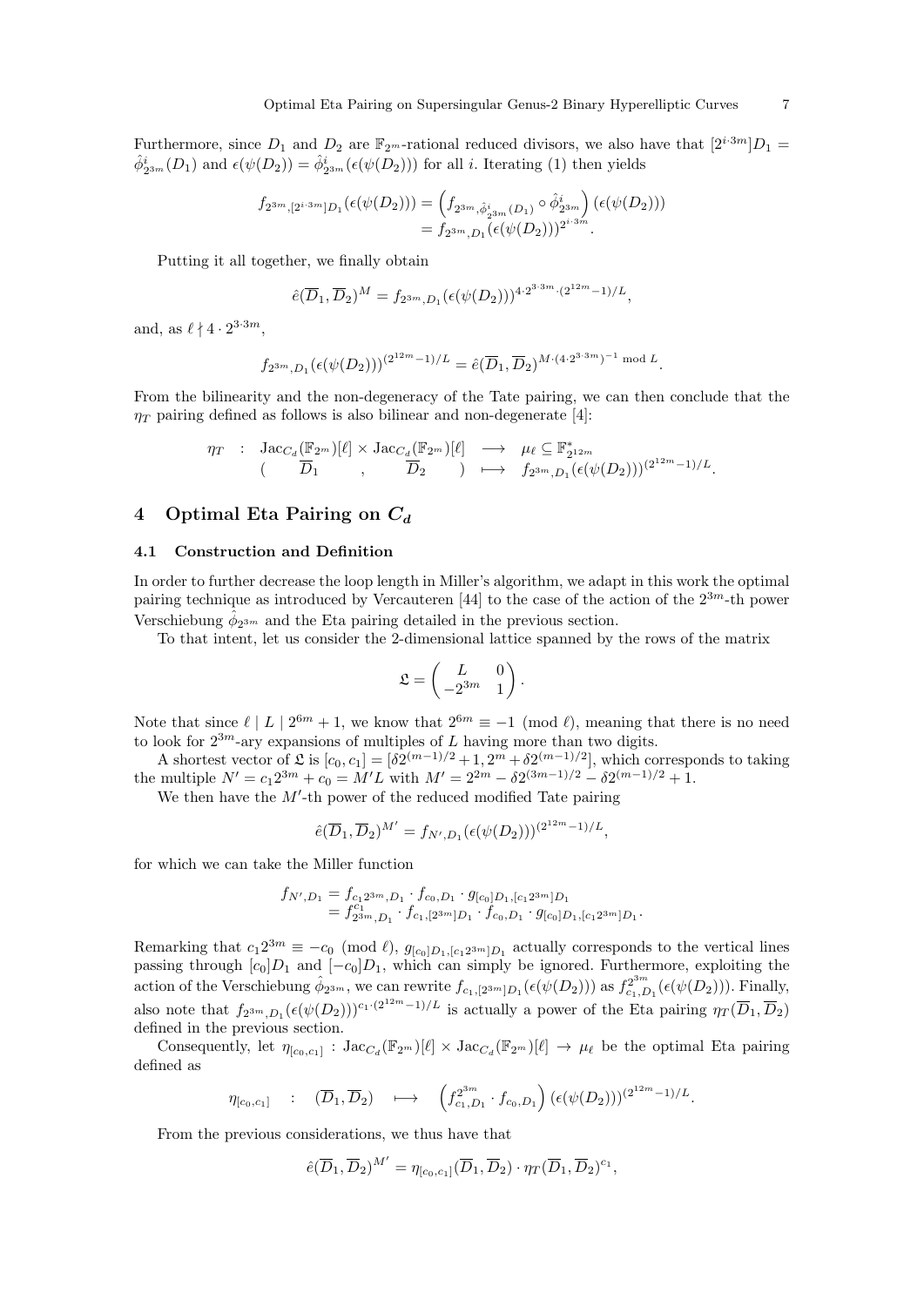Furthermore, since $D_1$ and $D_2$ are $\mathbb{F}_{2^m}$-rational reduced divisors, we also have that $[2^{i \cdot 3m}]D_1 = \hat{\phi}^i_{2^{3m}}(D_1)$ and $\epsilon(\psi(D_2)) = \hat{\phi}^i_{2^{3m}}(\epsilon(\psi(D_2)))$ for all $i$. Iterating (1) then yields

$$\begin{aligned} f_{2^{3m},[2^{i \cdot 3m}]D_1}(\epsilon(\psi(D_2))) &= \left(f_{2^{3m},\hat{\phi}^i_{2^{3m}}(D_1)} \circ \hat{\phi}^i_{2^{3m}}\right)(\epsilon(\psi(D_2))) \\ &= f_{2^{3m},D_1}(\epsilon(\psi(D_2)))^{2^{i \cdot 3m}}. \end{aligned}$$

Putting it all together, we finally obtain

$$\hat{e}(\overline{D}_1, \overline{D}_2)^M = f_{2^{3m},D_1}(\epsilon(\psi(D_2)))^{4 \cdot 2^{3 \cdot 3m} \cdot (2^{12m}-1)/L},$$

and, as $\ell \nmid 4 \cdot 2^{3 \cdot 3m}$,

$$f_{2^{3m},D_1}(\epsilon(\psi(D_2)))^{(2^{12m}-1)/L} = \hat{e}(\overline{D}_1, \overline{D}_2)^{M \cdot (4 \cdot 2^{3 \cdot 3m})^{-1} \bmod L}.$$

From the bilinearity and the non-degeneracy of the Tate pairing, we can then conclude that the $\eta_T$ pairing defined as follows is also bilinear and non-degenerate [4]:

$$\begin{array}{rcccl} \eta_T & : & \mathrm{Jac}_{C_d}(\mathbb{F}_{2^m})[\ell] \times \mathrm{Jac}_{C_d}(\mathbb{F}_{2^m})[\ell] & \longrightarrow & \mu_\ell \subseteq \mathbb{F}^*_{2^{12m}} \\ & & (\overline{D}_1, \overline{D}_2) & \longmapsto & f_{2^{3m},D_1}(\epsilon(\psi(D_2)))^{(2^{12m}-1)/L}. \end{array}$$

## 4 Optimal Eta Pairing on $C_d$

### 4.1 Construction and Definition

In order to further decrease the loop length in Miller's algorithm, we adapt in this work the optimal pairing technique as introduced by Vercauteren [44] to the case of the action of the $2^{3m}$-th power Verschiebung $\hat{\phi}_{2^{3m}}$ and the Eta pairing detailed in the previous section.

To that intent, let us consider the 2-dimensional lattice spanned by the rows of the matrix

$$\mathfrak{L} = \begin{pmatrix} L & 0 \\ -2^{3m} & 1 \end{pmatrix}.$$

Note that since $\ell \mid L \mid 2^{6m} + 1$, we know that $2^{6m} \equiv -1 \pmod{\ell}$, meaning that there is no need to look for $2^{3m}$-ary expansions of multiples of $L$ having more than two digits.

A shortest vector of $\mathfrak{L}$ is $[c_0, c_1] = [\delta 2^{(m-1)/2} + 1, 2^m + \delta 2^{(m-1)/2}]$, which corresponds to taking the multiple $N' = c_1 2^{3m} + c_0 = M'L$ with $M' = 2^{2m} - \delta 2^{(3m-1)/2} - \delta 2^{(m-1)/2} + 1$.

We then have the $M'$-th power of the reduced modified Tate pairing

$$\hat{e}(\overline{D}_1, \overline{D}_2)^{M'} = f_{N',D_1}(\epsilon(\psi(D_2)))^{(2^{12m}-1)/L},$$

for which we can take the Miller function

$$\begin{aligned} f_{N',D_1} &= f_{c_1 2^{3m},D_1} \cdot f_{c_0,D_1} \cdot g_{[c_0]D_1,[c_1 2^{3m}]D_1} \\ &= f^{c_1}_{2^{3m},D_1} \cdot f_{c_1,[2^{3m}]D_1} \cdot f_{c_0,D_1} \cdot g_{[c_0]D_1,[c_1 2^{3m}]D_1}. \end{aligned}$$

Remarking that $c_1 2^{3m} \equiv -c_0 \pmod{\ell}$, $g_{[c_0]D_1,[c_1 2^{3m}]D_1}$ actually corresponds to the vertical lines passing through $[c_0]D_1$ and $[-c_0]D_1$, which can simply be ignored. Furthermore, exploiting the action of the Verschiebung $\hat{\phi}_{2^{3m}}$, we can rewrite $f_{c_1,[2^{3m}]D_1}(\epsilon(\psi(D_2)))$ as $f^{2^{3m}}_{c_1,D_1}(\epsilon(\psi(D_2)))$. Finally, also note that $f_{2^{3m},D_1}(\epsilon(\psi(D_2)))^{c_1 \cdot (2^{12m}-1)/L}$ is actually a power of the Eta pairing $\eta_T(\overline{D}_1, \overline{D}_2)$ defined in the previous section.

Consequently, let $\eta_{[c_0,c_1]} : \mathrm{Jac}_{C_d}(\mathbb{F}_{2^m})[\ell] \times \mathrm{Jac}_{C_d}(\mathbb{F}_{2^m})[\ell] \to \mu_\ell$ be the optimal Eta pairing defined as

$$\eta_{[c_0,c_1]} \quad : \quad (\overline{D}_1, \overline{D}_2) \quad \longmapsto \quad \left(f^{2^{3m}}_{c_1,D_1} \cdot f_{c_0,D_1}\right)(\epsilon(\psi(D_2)))^{(2^{12m}-1)/L}.$$

From the previous considerations, we thus have that

$$\hat{e}(\overline{D}_1, \overline{D}_2)^{M'} = \eta_{[c_0,c_1]}(\overline{D}_1, \overline{D}_2) \cdot \eta_T(\overline{D}_1, \overline{D}_2)^{c_1},$$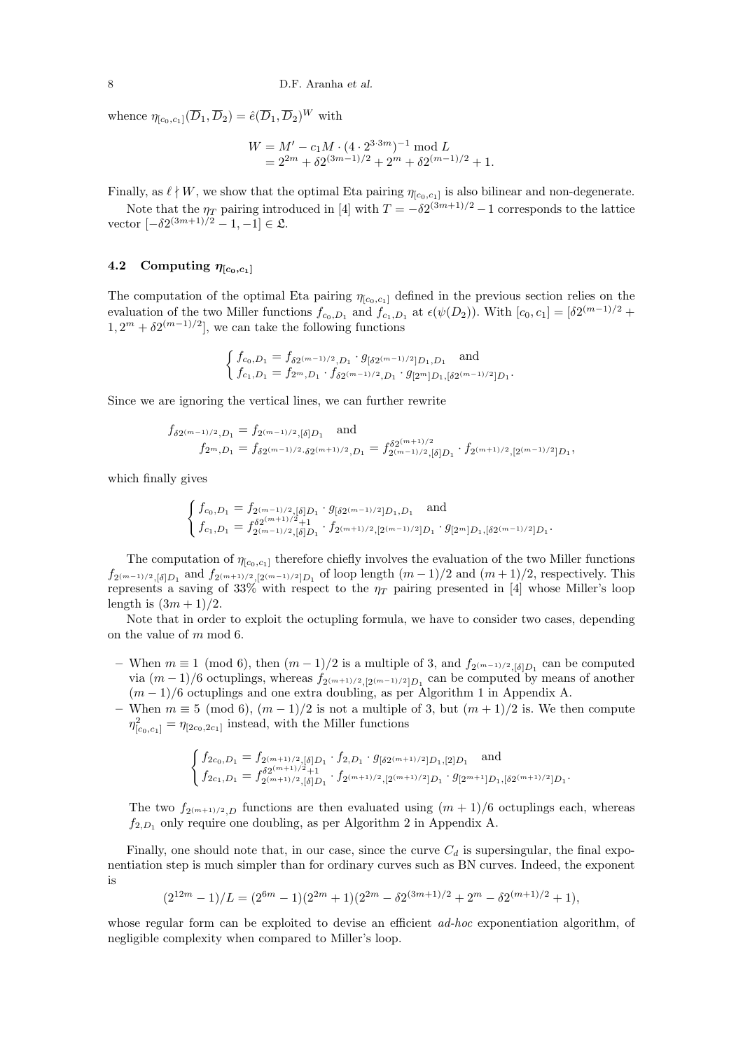whence $\eta_{[c_0,c_1]}(\overline{D}_1, \overline{D}_2) = \hat{e}(\overline{D}_1, \overline{D}_2)^W$ with

$$W = M' - c_1 M \cdot (4 \cdot 2^{3 \cdot 3m})^{-1} \bmod L$$
$$= 2^{2m} + \delta 2^{(3m-1)/2} + 2^m + \delta 2^{(m-1)/2} + 1.$$

Finally, as $\ell \nmid W$, we show that the optimal Eta pairing $\eta_{[c_0,c_1]}$ is also bilinear and non-degenerate.

Note that the $\eta_T$ pairing introduced in [4] with $T = -\delta 2^{(3m+1)/2} - 1$ corresponds to the lattice vector $[-\delta 2^{(3m+1)/2} - 1, -1] \in \mathfrak{L}$.

### 4.2 Computing $\eta_{[c_0,c_1]}$

The computation of the optimal Eta pairing $\eta_{[c_0,c_1]}$ defined in the previous section relies on the evaluation of the two Miller functions $f_{c_0,D_1}$ and $f_{c_1,D_1}$ at $\epsilon(\psi(D_2))$. With $[c_0, c_1] = [\delta 2^{(m-1)/2} + 1, 2^m + \delta 2^{(m-1)/2}]$, we can take the following functions

$$\begin{cases} f_{c_0,D_1} = f_{\delta 2^{(m-1)/2},D_1} \cdot g_{[\delta 2^{(m-1)/2}]D_1,D_1} \quad \text{and} \\ f_{c_1,D_1} = f_{2^m,D_1} \cdot f_{\delta 2^{(m-1)/2},D_1} \cdot g_{[2^m]D_1,[\delta 2^{(m-1)/2}]D_1}. \end{cases}$$

Since we are ignoring the vertical lines, we can further rewrite

$$f_{\delta 2^{(m-1)/2},D_1} = f_{2^{(m-1)/2},[\delta]D_1} \quad \text{and}$$
$$f_{2^m,D_1} = f_{\delta 2^{(m-1)/2} \cdot \delta 2^{(m+1)/2},D_1} = f^{\delta 2^{(m+1)/2}}_{2^{(m-1)/2},[\delta]D_1} \cdot f_{2^{(m+1)/2},[2^{(m-1)/2}]D_1},$$

which finally gives

$$\begin{cases} f_{c_0,D_1} = f_{2^{(m-1)/2},[\delta]D_1} \cdot g_{[\delta 2^{(m-1)/2}]D_1,D_1} \quad \text{and} \\ f_{c_1,D_1} = f^{\delta 2^{(m+1)/2}+1}_{2^{(m-1)/2},[\delta]D_1} \cdot f_{2^{(m+1)/2},[2^{(m-1)/2}]D_1} \cdot g_{[2^m]D_1,[\delta 2^{(m-1)/2}]D_1}. \end{cases}$$

The computation of $\eta_{[c_0,c_1]}$ therefore chiefly involves the evaluation of the two Miller functions $f_{2^{(m-1)/2},[\delta]D_1}$ and $f_{2^{(m+1)/2},[2^{(m-1)/2}]D_1}$ of loop length $(m-1)/2$ and $(m+1)/2$, respectively. This represents a saving of 33% with respect to the $\eta_T$ pairing presented in [4] whose Miller's loop length is $(3m+1)/2$.

Note that in order to exploit the octupling formula, we have to consider two cases, depending on the value of $m \bmod 6$.

- When $m \equiv 1 \pmod 6$, then $(m-1)/2$ is a multiple of 3, and $f_{2^{(m-1)/2},[\delta]D_1}$ can be computed via $(m-1)/6$ octuplings, whereas $f_{2^{(m+1)/2},[2^{(m-1)/2}]D_1}$ can be computed by means of another $(m-1)/6$ octuplings and one extra doubling, as per Algorithm 1 in Appendix A.
- When $m \equiv 5 \pmod 6$, $(m-1)/2$ is not a multiple of 3, but $(m+1)/2$ is. We then compute $\eta^2_{[c_0,c_1]} = \eta_{[2c_0,2c_1]}$ instead, with the Miller functions

$$\begin{cases} f_{2c_0,D_1} = f_{2^{(m+1)/2},[\delta]D_1} \cdot f_{2,D_1} \cdot g_{[\delta 2^{(m+1)/2}]D_1,[2]D_1} \quad \text{and} \\ f_{2c_1,D_1} = f^{\delta 2^{(m+1)/2}+1}_{2^{(m+1)/2},[\delta]D_1} \cdot f_{2^{(m+1)/2},[2^{(m+1)/2}]D_1} \cdot g_{[2^{m+1}]D_1,[\delta 2^{(m+1)/2}]D_1}. \end{cases}$$

  The two $f_{2^{(m+1)/2},D}$ functions are then evaluated using $(m+1)/6$ octuplings each, whereas $f_{2,D_1}$ only require one doubling, as per Algorithm 2 in Appendix A.

Finally, one should note that, in our case, since the curve $C_d$ is supersingular, the final exponentiation step is much simpler than for ordinary curves such as BN curves. Indeed, the exponent is

$$(2^{12m} - 1)/L = (2^{6m} - 1)(2^{2m} + 1)(2^{2m} - \delta 2^{(3m+1)/2} + 2^m - \delta 2^{(m+1)/2} + 1),$$

whose regular form can be exploited to devise an efficient *ad-hoc* exponentiation algorithm, of negligible complexity when compared to Miller's loop.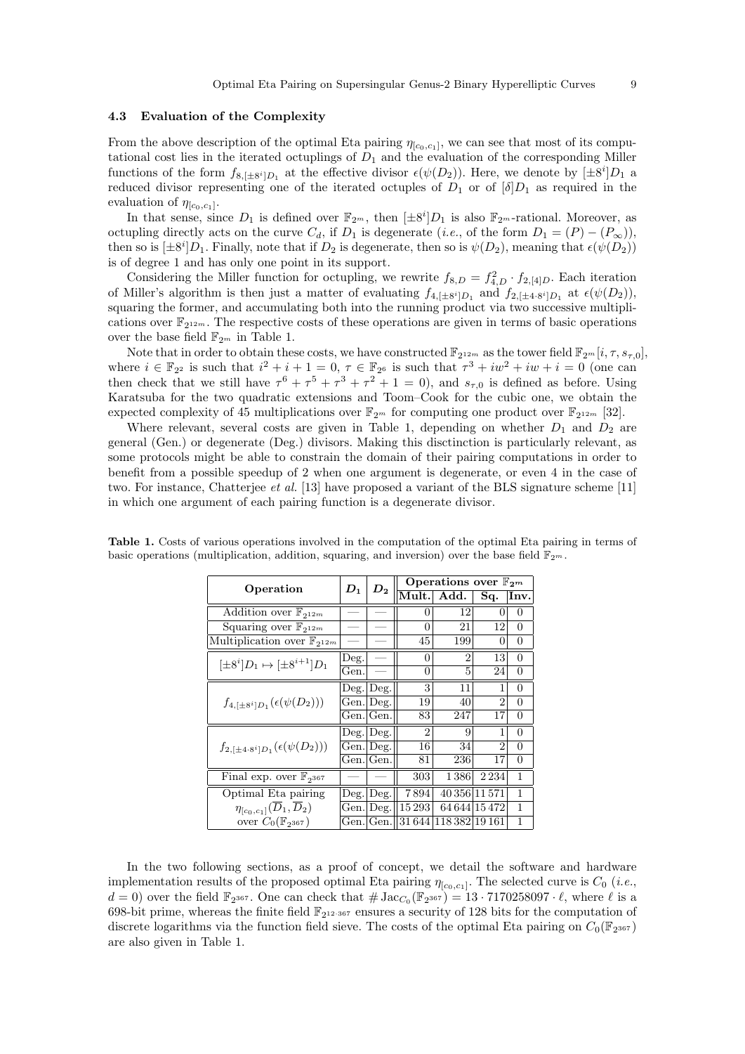### 4.3 Evaluation of the Complexity

From the above description of the optimal Eta pairing $\eta_{[c_0,c_1]}$, we can see that most of its computational cost lies in the iterated octuplings of $D_1$ and the evaluation of the corresponding Miller functions of the form $f_{8,[\pm 8^i]D_1}$ at the effective divisor $\epsilon(\psi(D_2))$. Here, we denote by $[\pm 8^i]D_1$ a reduced divisor representing one of the iterated octuples of $D_1$ or of $[\delta]D_1$ as required in the evaluation of $\eta_{[c_0,c_1]}$.

In that sense, since $D_1$ is defined over $\mathbb{F}_{2^m}$, then $[\pm 8^i]D_1$ is also $\mathbb{F}_{2^m}$-rational. Moreover, as octupling directly acts on the curve $C_d$, if $D_1$ is degenerate (*i.e.*, of the form $D_1 = (P) - (P_\infty)$), then so is $[\pm 8^i]D_1$. Finally, note that if $D_2$ is degenerate, then so is $\psi(D_2)$, meaning that $\epsilon(\psi(D_2))$ is of degree 1 and has only one point in its support.

Considering the Miller function for octupling, we rewrite $f_{8,D} = f_{4,D}^2 \cdot f_{2,[4]D}$. Each iteration of Miller's algorithm is then just a matter of evaluating $f_{4,[\pm 8^i]D_1}$ and $f_{2,[\pm 4 \cdot 8^i]D_1}$ at $\epsilon(\psi(D_2))$, squaring the former, and accumulating both into the running product via two successive multiplications over $\mathbb{F}_{2^{12m}}$. The respective costs of these operations are given in terms of basic operations over the base field $\mathbb{F}_{2^m}$ in Table 1.

Note that in order to obtain these costs, we have constructed $\mathbb{F}_{2^{12m}}$ as the tower field $\mathbb{F}_{2^m}[i, \tau, s_{\tau,0}]$, where $i \in \mathbb{F}_{2^2}$ is such that $i^2 + i + 1 = 0$, $\tau \in \mathbb{F}_{2^6}$ is such that $\tau^3 + iw^2 + iw + i = 0$ (one can then check that we still have $\tau^6 + \tau^5 + \tau^3 + \tau^2 + 1 = 0$), and $s_{\tau,0}$ is defined as before. Using Karatsuba for the two quadratic extensions and Toom–Cook for the cubic one, we obtain the expected complexity of 45 multiplications over $\mathbb{F}_{2^m}$ for computing one product over $\mathbb{F}_{2^{12m}}$ [32].

Where relevant, several costs are given in Table 1, depending on whether $D_1$ and $D_2$ are general (Gen.) or degenerate (Deg.) divisors. Making this disctinction is particularly relevant, as some protocols might be able to constrain the domain of their pairing computations in order to benefit from a possible speedup of 2 when one argument is degenerate, or even 4 in the case of two. For instance, Chatterjee *et al.* [13] have proposed a variant of the BLS signature scheme [11] in which one argument of each pairing function is a degenerate divisor.

**Table 1.** Costs of various operations involved in the computation of the optimal Eta pairing in terms of basic operations (multiplication, addition, squaring, and inversion) over the base field $\mathbb{F}_{2^m}$.

| Operation | $D_1$ | $D_2$ | Operations over $\mathbb{F}_{2^m}$ | | | |
|---|---|---|---|---|---|---|
| | | | Mult. | Add. | Sq. | Inv. |
| Addition over $\mathbb{F}_{2^{12m}}$ | — | — | 0 | 12 | 0 | 0 |
| Squaring over $\mathbb{F}_{2^{12m}}$ | — | — | 0 | 21 | 12 | 0 |
| Multiplication over $\mathbb{F}_{2^{12m}}$ | — | — | 45 | 199 | 0 | 0 |
| $[\pm 8^i]D_1 \mapsto [\pm 8^{i+1}]D_1$ | Deg. | — | 0 | 2 | 13 | 0 |
| | Gen. | — | 0 | 5 | 24 | 0 |
| $f_{4,[\pm 8^i]D_1}(\epsilon(\psi(D_2)))$ | Deg. | Deg. | 3 | 11 | 1 | 0 |
| | Gen. | Deg. | 19 | 40 | 2 | 0 |
| | Gen. | Gen. | 83 | 247 | 17 | 0 |
| $f_{2,[\pm 4 \cdot 8^i]D_1}(\epsilon(\psi(D_2)))$ | Deg. | Deg. | 2 | 9 | 1 | 0 |
| | Gen. | Deg. | 16 | 34 | 2 | 0 |
| | Gen. | Gen. | 81 | 236 | 17 | 0 |
| Final exp. over $\mathbb{F}_{2^{367}}$ | — | — | 303 | 1386 | 2234 | 1 |
| Optimal Eta pairing $\eta_{[c_0,c_1]}(\overline{D}_1, \overline{D}_2)$ over $C_0(\mathbb{F}_{2^{367}})$ | Deg. | Deg. | 7894 | 40356 | 11571 | 1 |
| | Gen. | Deg. | 15293 | 64644 | 15472 | 1 |
| | Gen. | Gen. | 31644 | 118382 | 19161 | 1 |

In the two following sections, as a proof of concept, we detail the software and hardware implementation results of the proposed optimal Eta pairing $\eta_{[c_0,c_1]}$. The selected curve is $C_0$ (*i.e.*, $d = 0$) over the field $\mathbb{F}_{2^{367}}$. One can check that $\#\operatorname{Jac}_{C_0}(\mathbb{F}_{2^{367}}) = 13 \cdot 7170258097 \cdot \ell$, where $\ell$ is a 698-bit prime, whereas the finite field $\mathbb{F}_{2^{12 \cdot 367}}$ ensures a security of 128 bits for the computation of discrete logarithms via the function field sieve. The costs of the optimal Eta pairing on $C_0(\mathbb{F}_{2^{367}})$ are also given in Table 1.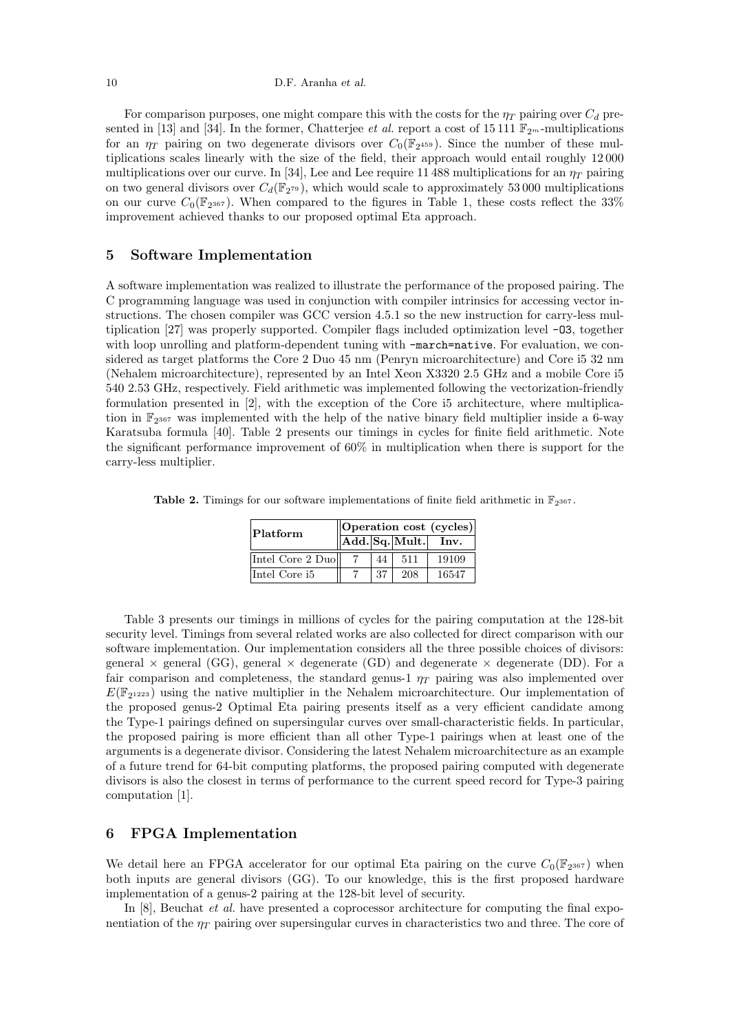For comparison purposes, one might compare this with the costs for the $\eta_T$ pairing over $C_d$ presented in [13] and [34]. In the former, Chatterjee *et al.* report a cost of 15 111 $\mathbb{F}_{2^m}$-multiplications for an $\eta_T$ pairing on two degenerate divisors over $C_0(\mathbb{F}_{2^{459}})$. Since the number of these multiplications scales linearly with the size of the field, their approach would entail roughly 12 000 multiplications over our curve. In [34], Lee and Lee require 11 488 multiplications for an $\eta_T$ pairing on two general divisors over $C_d(\mathbb{F}_{2^{79}})$, which would scale to approximately 53 000 multiplications on our curve $C_0(\mathbb{F}_{2^{367}})$. When compared to the figures in Table 1, these costs reflect the 33% improvement achieved thanks to our proposed optimal Eta approach.

## 5 Software Implementation

A software implementation was realized to illustrate the performance of the proposed pairing. The C programming language was used in conjunction with compiler intrinsics for accessing vector instructions. The chosen compiler was GCC version 4.5.1 so the new instruction for carry-less multiplication [27] was properly supported. Compiler flags included optimization level `-O3`, together with loop unrolling and platform-dependent tuning with `-march=native`. For evaluation, we considered as target platforms the Core 2 Duo 45 nm (Penryn microarchitecture) and Core i5 32 nm (Nehalem microarchitecture), represented by an Intel Xeon X3320 2.5 GHz and a mobile Core i5 540 2.53 GHz, respectively. Field arithmetic was implemented following the vectorization-friendly formulation presented in [2], with the exception of the Core i5 architecture, where multiplication in $\mathbb{F}_{2^{367}}$ was implemented with the help of the native binary field multiplier inside a 6-way Karatsuba formula [40]. Table 2 presents our timings in cycles for finite field arithmetic. Note the significant performance improvement of 60% in multiplication when there is support for the carry-less multiplier.

**Table 2.** Timings for our software implementations of finite field arithmetic in $\mathbb{F}_{2^{367}}$.

| Platform | Operation cost (cycles) | | | |
|---|---|---|---|---|
| | Add. | Sq. | Mult. | Inv. |
| Intel Core 2 Duo | 7 | 44 | 511 | 19109 |
| Intel Core i5 | 7 | 37 | 208 | 16547 |

Table 3 presents our timings in millions of cycles for the pairing computation at the 128-bit security level. Timings from several related works are also collected for direct comparison with our software implementation. Our implementation considers all the three possible choices of divisors: general × general (GG), general × degenerate (GD) and degenerate × degenerate (DD). For a fair comparison and completeness, the standard genus-1 $\eta_T$ pairing was also implemented over $E(\mathbb{F}_{2^{1223}})$ using the native multiplier in the Nehalem microarchitecture. Our implementation of the proposed genus-2 Optimal Eta pairing presents itself as a very efficient candidate among the Type-1 pairings defined on supersingular curves over small-characteristic fields. In particular, the proposed pairing is more efficient than all other Type-1 pairings when at least one of the arguments is a degenerate divisor. Considering the latest Nehalem microarchitecture as an example of a future trend for 64-bit computing platforms, the proposed pairing computed with degenerate divisors is also the closest in terms of performance to the current speed record for Type-3 pairing computation [1].

## 6 FPGA Implementation

We detail here an FPGA accelerator for our optimal Eta pairing on the curve $C_0(\mathbb{F}_{2^{367}})$ when both inputs are general divisors (GG). To our knowledge, this is the first proposed hardware implementation of a genus-2 pairing at the 128-bit level of security.

In [8], Beuchat *et al.* have presented a coprocessor architecture for computing the final exponentiation of the $\eta_T$ pairing over supersingular curves in characteristics two and three. The core of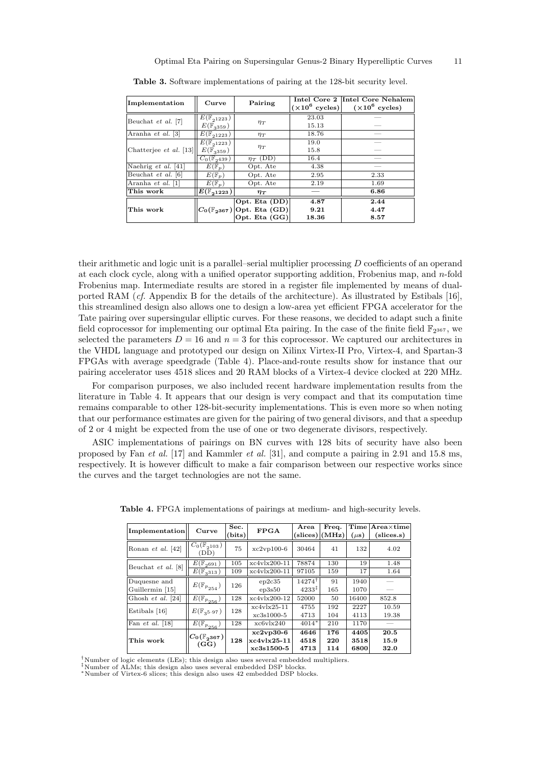**Table 3.** Software implementations of pairing at the 128-bit security level.

| Implementation | Curve | Pairing | Intel Core 2 ($\times 10^6$ cycles) | Intel Core Nehalem ($\times 10^6$ cycles) |
|---|---|---|---|---|
| Beuchat *et al.* [7] | $E(\mathbb{F}_{2^{1223}})$ | $\eta_T$ | 23.03 | — |
| | $E(\mathbb{F}_{3^{359}})$ | | 15.13 | — |
| Aranha *et al.* [3] | $E(\mathbb{F}_{2^{1223}})$ | $\eta_T$ | 18.76 | — |
| Chatterjee *et al.* [13] | $E(\mathbb{F}_{2^{1223}})$ | $\eta_T$ | 19.0 | — |
| | $E(\mathbb{F}_{3^{359}})$ | | 15.8 | — |
| | $C_0(\mathbb{F}_{2^{439}})$ | $\eta_T$ (DD) | 16.4 | — |
| Naehrig *et al.* [41] | $E(\mathbb{F}_p)$ | Opt. Ate | 4.38 | — |
| Beuchat *et al.* [6] | $E(\mathbb{F}_p)$ | Opt. Ate | 2.95 | 2.33 |
| Aranha *et al.* [1] | $E(\mathbb{F}_p)$ | Opt. Ate | 2.19 | 1.69 |
| **This work** | $\boldsymbol{E(\mathbb{F}_{2^{1223}})}$ | $\boldsymbol{\eta_T}$ | — | **6.86** |
| **This work** | $\boldsymbol{C_0(\mathbb{F}_{2^{367}})}$ | **Opt. Eta (DD)** | **4.87** | **2.44** |
| | | **Opt. Eta (GD)** | **9.21** | **4.47** |
| | | **Opt. Eta (GG)** | **18.36** | **8.57** |

their arithmetic and logic unit is a parallel–serial multiplier processing $D$ coefficients of an operand at each clock cycle, along with a unified operator supporting addition, Frobenius map, and $n$-fold Frobenius map. Intermediate results are stored in a register file implemented by means of dual-ported RAM (*cf.* Appendix B for the details of the architecture). As illustrated by Estibals [16], this streamlined design also allows one to design a low-area yet efficient FPGA accelerator for the Tate pairing over supersingular elliptic curves. For these reasons, we decided to adapt such a finite field coprocessor for implementing our optimal Eta pairing. In the case of the finite field $\mathbb{F}_{2^{367}}$, we selected the parameters $D = 16$ and $n = 3$ for this coprocessor. We captured our architectures in the VHDL language and prototyped our design on Xilinx Virtex-II Pro, Virtex-4, and Spartan-3 FPGAs with average speedgrade (Table 4). Place-and-route results show for instance that our pairing accelerator uses 4518 slices and 20 RAM blocks of a Virtex-4 device clocked at 220 MHz.

For comparison purposes, we also included recent hardware implementation results from the literature in Table 4. It appears that our design is very compact and that its computation time remains comparable to other 128-bit-security implementations. This is even more so when noting that our performance estimates are given for the pairing of two general divisors, and that a speedup of 2 or 4 might be expected from the use of one or two degenerate divisors, respectively.

ASIC implementations of pairings on BN curves with 128 bits of security have also been proposed by Fan *et al.* [17] and Kammler *et al.* [31], and compute a pairing in 2.91 and 15.8 ms, respectively. It is however difficult to make a fair comparison between our respective works since the curves and the target technologies are not the same.

**Table 4.** FPGA implementations of pairings at medium- and high-security levels.

| Implementation | Curve | Sec. (bits) | FPGA | Area (slices) | Freq. (MHz) | Time ($\mu$s) | Area×time (slices.s) |
|---|---|---|---|---|---|---|---|
| Ronan *et al.* [42] | $C_0(\mathbb{F}_{2^{103}})$ (DD) | 75 | xc2vp100-6 | 30464 | 41 | 132 | 4.02 |
| Beuchat *et al.* [8] | $E(\mathbb{F}_{2^{691}})$ | 105 | xc4vlx200-11 | 78874 | 130 | 19 | 1.48 |
| | $E(\mathbb{F}_{3^{313}})$ | 109 | xc4vlx200-11 | 97105 | 159 | 17 | 1.64 |
| Duquesne and Guillermin [15] | $E(\mathbb{F}_{p_{254}})$ | 126 | ep2c35 | 14274[†] | 91 | 1940 | — |
| | | | ep3s50 | 4233[‡] | 165 | 1070 | — |
| Ghosh *et al.* [24] | $E(\mathbb{F}_{p_{256}})$ | 128 | xc4vlx200-12 | 52000 | 50 | 16400 | 852.8 |
| Estibals [16] | $E(\mathbb{F}_{3^{5\cdot 97}})$ | 128 | xc4vlx25-11 | 4755 | 192 | 2227 | 10.59 |
| | | | xc3s1000-5 | 4713 | 104 | 4113 | 19.38 |
| Fan *et al.* [18] | $E(\mathbb{F}_{p_{256}})$ | 128 | xc6vlx240 | 4014* | 210 | 1170 | — |
| **This work** | $\boldsymbol{C_0(\mathbb{F}_{2^{367}})}$ **(GG)** | **128** | **xc2vp30-6** | **4646** | **176** | **4405** | **20.5** |
| | | | **xc4vlx25-11** | **4518** | **220** | **3518** | **15.9** |
| | | | **xc3s1500-5** | **4713** | **114** | **6800** | **32.0** |

[†]Number of logic elements (LEs); this design also uses several embedded multipliers.
[‡]Number of ALMs; this design also uses several embedded DSP blocks.
*Number of Virtex-6 slices; this design also uses 42 embedded DSP blocks.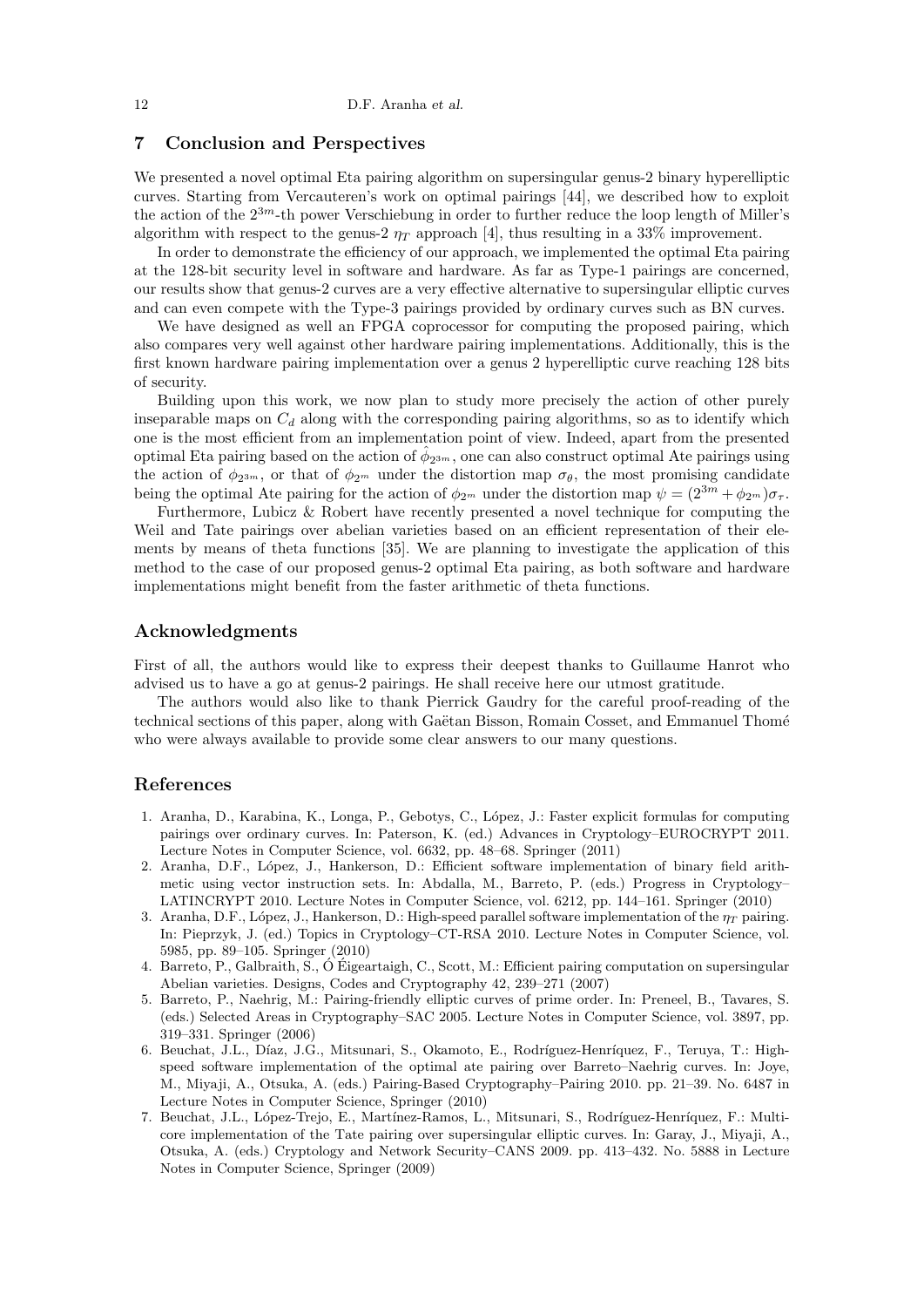## 7 Conclusion and Perspectives

We presented a novel optimal Eta pairing algorithm on supersingular genus-2 binary hyperelliptic curves. Starting from Vercauteren's work on optimal pairings [44], we described how to exploit the action of the $2^{3m}$-th power Verschiebung in order to further reduce the loop length of Miller's algorithm with respect to the genus-2 $\eta_T$ approach [4], thus resulting in a 33% improvement.

In order to demonstrate the efficiency of our approach, we implemented the optimal Eta pairing at the 128-bit security level in software and hardware. As far as Type-1 pairings are concerned, our results show that genus-2 curves are a very effective alternative to supersingular elliptic curves and can even compete with the Type-3 pairings provided by ordinary curves such as BN curves.

We have designed as well an FPGA coprocessor for computing the proposed pairing, which also compares very well against other hardware pairing implementations. Additionally, this is the first known hardware pairing implementation over a genus 2 hyperelliptic curve reaching 128 bits of security.

Building upon this work, we now plan to study more precisely the action of other purely inseparable maps on $C_d$ along with the corresponding pairing algorithms, so as to identify which one is the most efficient from an implementation point of view. Indeed, apart from the presented optimal Eta pairing based on the action of $\hat{\phi}_{2^{3m}}$, one can also construct optimal Ate pairings using the action of $\phi_{2^{3m}}$, or that of $\phi_{2^m}$ under the distortion map $\sigma_\theta$, the most promising candidate being the optimal Ate pairing for the action of $\phi_{2^m}$ under the distortion map $\psi = (2^{3m} + \phi_{2^m})\sigma_\tau$.

Furthermore, Lubicz & Robert have recently presented a novel technique for computing the Weil and Tate pairings over abelian varieties based on an efficient representation of their elements by means of theta functions [35]. We are planning to investigate the application of this method to the case of our proposed genus-2 optimal Eta pairing, as both software and hardware implementations might benefit from the faster arithmetic of theta functions.

## Acknowledgments

First of all, the authors would like to express their deepest thanks to Guillaume Hanrot who advised us to have a go at genus-2 pairings. He shall receive here our utmost gratitude.

The authors would also like to thank Pierrick Gaudry for the careful proof-reading of the technical sections of this paper, along with Gaëtan Bisson, Romain Cosset, and Emmanuel Thomé who were always available to provide some clear answers to our many questions.

## References

1. Aranha, D., Karabina, K., Longa, P., Gebotys, C., López, J.: Faster explicit formulas for computing pairings over ordinary curves. In: Paterson, K. (ed.) Advances in Cryptology–EUROCRYPT 2011. Lecture Notes in Computer Science, vol. 6632, pp. 48–68. Springer (2011)
2. Aranha, D.F., López, J., Hankerson, D.: Efficient software implementation of binary field arithmetic using vector instruction sets. In: Abdalla, M., Barreto, P. (eds.) Progress in Cryptology–LATINCRYPT 2010. Lecture Notes in Computer Science, vol. 6212, pp. 144–161. Springer (2010)
3. Aranha, D.F., López, J., Hankerson, D.: High-speed parallel software implementation of the $\eta_T$ pairing. In: Pieprzyk, J. (ed.) Topics in Cryptology–CT-RSA 2010. Lecture Notes in Computer Science, vol. 5985, pp. 89–105. Springer (2010)
4. Barreto, P., Galbraith, S., Ó Éigeartaigh, C., Scott, M.: Efficient pairing computation on supersingular Abelian varieties. Designs, Codes and Cryptography 42, 239–271 (2007)
5. Barreto, P., Naehrig, M.: Pairing-friendly elliptic curves of prime order. In: Preneel, B., Tavares, S. (eds.) Selected Areas in Cryptography–SAC 2005. Lecture Notes in Computer Science, vol. 3897, pp. 319–331. Springer (2006)
6. Beuchat, J.L., Díaz, J.G., Mitsunari, S., Okamoto, E., Rodríguez-Henríquez, F., Teruya, T.: High-speed software implementation of the optimal ate pairing over Barreto–Naehrig curves. In: Joye, M., Miyaji, A., Otsuka, A. (eds.) Pairing-Based Cryptography–Pairing 2010. pp. 21–39. No. 6487 in Lecture Notes in Computer Science, Springer (2010)
7. Beuchat, J.L., López-Trejo, E., Martínez-Ramos, L., Mitsunari, S., Rodríguez-Henríquez, F.: Multi-core implementation of the Tate pairing over supersingular elliptic curves. In: Garay, J., Miyaji, A., Otsuka, A. (eds.) Cryptology and Network Security–CANS 2009. pp. 413–432. No. 5888 in Lecture Notes in Computer Science, Springer (2009)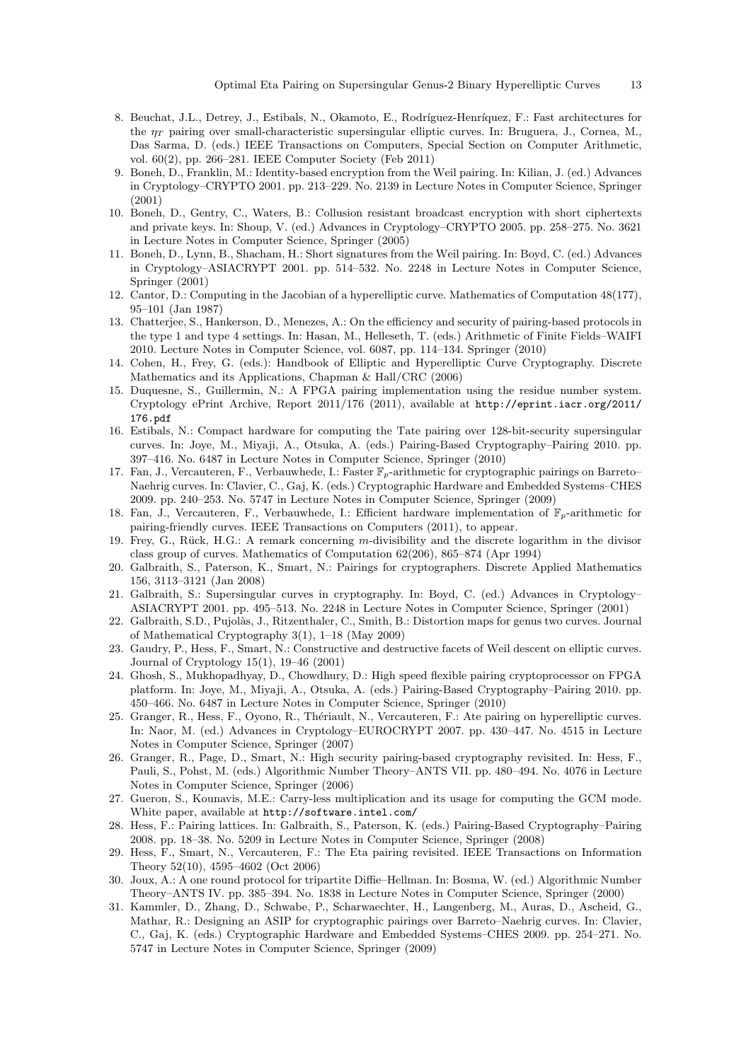8. Beuchat, J.L., Detrey, J., Estibals, N., Okamoto, E., Rodríguez-Henríquez, F.: Fast architectures for the $\eta_T$ pairing over small-characteristic supersingular elliptic curves. In: Bruguera, J., Cornea, M., Das Sarma, D. (eds.) IEEE Transactions on Computers, Special Section on Computer Arithmetic, vol. 60(2), pp. 266–281. IEEE Computer Society (Feb 2011)
9. Boneh, D., Franklin, M.: Identity-based encryption from the Weil pairing. In: Kilian, J. (ed.) Advances in Cryptology–CRYPTO 2001. pp. 213–229. No. 2139 in Lecture Notes in Computer Science, Springer (2001)
10. Boneh, D., Gentry, C., Waters, B.: Collusion resistant broadcast encryption with short ciphertexts and private keys. In: Shoup, V. (ed.) Advances in Cryptology–CRYPTO 2005. pp. 258–275. No. 3621 in Lecture Notes in Computer Science, Springer (2005)
11. Boneh, D., Lynn, B., Shacham, H.: Short signatures from the Weil pairing. In: Boyd, C. (ed.) Advances in Cryptology–ASIACRYPT 2001. pp. 514–532. No. 2248 in Lecture Notes in Computer Science, Springer (2001)
12. Cantor, D.: Computing in the Jacobian of a hyperelliptic curve. Mathematics of Computation 48(177), 95–101 (Jan 1987)
13. Chatterjee, S., Hankerson, D., Menezes, A.: On the efficiency and security of pairing-based protocols in the type 1 and type 4 settings. In: Hasan, M., Helleseth, T. (eds.) Arithmetic of Finite Fields–WAIFI 2010. Lecture Notes in Computer Science, vol. 6087, pp. 114–134. Springer (2010)
14. Cohen, H., Frey, G. (eds.): Handbook of Elliptic and Hyperelliptic Curve Cryptography. Discrete Mathematics and its Applications, Chapman & Hall/CRC (2006)
15. Duquesne, S., Guillermin, N.: A FPGA pairing implementation using the residue number system. Cryptology ePrint Archive, Report 2011/176 (2011), available at http://eprint.iacr.org/2011/176.pdf
16. Estibals, N.: Compact hardware for computing the Tate pairing over 128-bit-security supersingular curves. In: Joye, M., Miyaji, A., Otsuka, A. (eds.) Pairing-Based Cryptography–Pairing 2010. pp. 397–416. No. 6487 in Lecture Notes in Computer Science, Springer (2010)
17. Fan, J., Vercauteren, F., Verbauwhede, I.: Faster $\mathbb{F}_p$-arithmetic for cryptographic pairings on Barreto–Naehrig curves. In: Clavier, C., Gaj, K. (eds.) Cryptographic Hardware and Embedded Systems–CHES 2009. pp. 240–253. No. 5747 in Lecture Notes in Computer Science, Springer (2009)
18. Fan, J., Vercauteren, F., Verbauwhede, I.: Efficient hardware implementation of $\mathbb{F}_p$-arithmetic for pairing-friendly curves. IEEE Transactions on Computers (2011), to appear.
19. Frey, G., Rück, H.G.: A remark concerning $m$-divisibility and the discrete logarithm in the divisor class group of curves. Mathematics of Computation 62(206), 865–874 (Apr 1994)
20. Galbraith, S., Paterson, K., Smart, N.: Pairings for cryptographers. Discrete Applied Mathematics 156, 3113–3121 (Jan 2008)
21. Galbraith, S.: Supersingular curves in cryptography. In: Boyd, C. (ed.) Advances in Cryptology–ASIACRYPT 2001. pp. 495–513. No. 2248 in Lecture Notes in Computer Science, Springer (2001)
22. Galbraith, S.D., Pujolàs, J., Ritzenthaler, C., Smith, B.: Distortion maps for genus two curves. Journal of Mathematical Cryptography 3(1), 1–18 (May 2009)
23. Gaudry, P., Hess, F., Smart, N.: Constructive and destructive facets of Weil descent on elliptic curves. Journal of Cryptology 15(1), 19–46 (2001)
24. Ghosh, S., Mukhopadhyay, D., Chowdhury, D.: High speed flexible pairing cryptoprocessor on FPGA platform. In: Joye, M., Miyaji, A., Otsuka, A. (eds.) Pairing-Based Cryptography–Pairing 2010. pp. 450–466. No. 6487 in Lecture Notes in Computer Science, Springer (2010)
25. Granger, R., Hess, F., Oyono, R., Thériault, N., Vercauteren, F.: Ate pairing on hyperelliptic curves. In: Naor, M. (ed.) Advances in Cryptology–EUROCRYPT 2007. pp. 430–447. No. 4515 in Lecture Notes in Computer Science, Springer (2007)
26. Granger, R., Page, D., Smart, N.: High security pairing-based cryptography revisited. In: Hess, F., Pauli, S., Pohst, M. (eds.) Algorithmic Number Theory–ANTS VII. pp. 480–494. No. 4076 in Lecture Notes in Computer Science, Springer (2006)
27. Gueron, S., Kounavis, M.E.: Carry-less multiplication and its usage for computing the GCM mode. White paper, available at http://software.intel.com/
28. Hess, F.: Pairing lattices. In: Galbraith, S., Paterson, K. (eds.) Pairing-Based Cryptography–Pairing 2008. pp. 18–38. No. 5209 in Lecture Notes in Computer Science, Springer (2008)
29. Hess, F., Smart, N., Vercauteren, F.: The Eta pairing revisited. IEEE Transactions on Information Theory 52(10), 4595–4602 (Oct 2006)
30. Joux, A.: A one round protocol for tripartite Diffie–Hellman. In: Bosma, W. (ed.) Algorithmic Number Theory–ANTS IV. pp. 385–394. No. 1838 in Lecture Notes in Computer Science, Springer (2000)
31. Kammler, D., Zhang, D., Schwabe, P., Scharwaechter, H., Langenberg, M., Auras, D., Ascheid, G., Mathar, R.: Designing an ASIP for cryptographic pairings over Barreto–Naehrig curves. In: Clavier, C., Gaj, K. (eds.) Cryptographic Hardware and Embedded Systems–CHES 2009. pp. 254–271. No. 5747 in Lecture Notes in Computer Science, Springer (2009)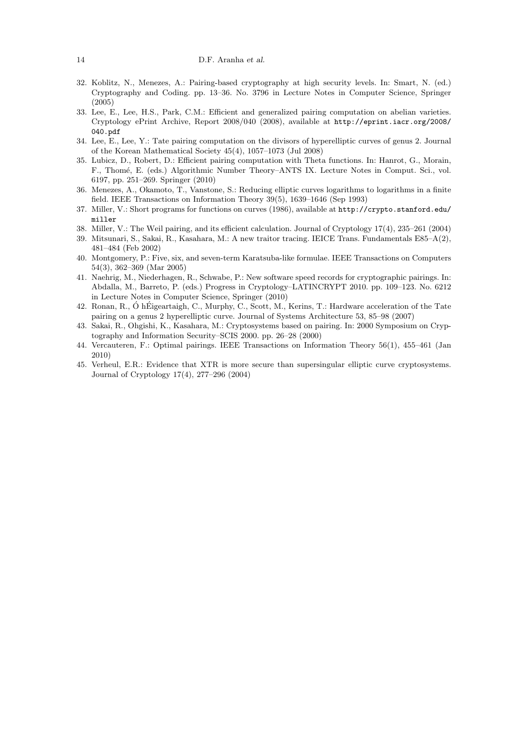32. Koblitz, N., Menezes, A.: Pairing-based cryptography at high security levels. In: Smart, N. (ed.) Cryptography and Coding. pp. 13–36. No. 3796 in Lecture Notes in Computer Science, Springer (2005)
33. Lee, E., Lee, H.S., Park, C.M.: Efficient and generalized pairing computation on abelian varieties. Cryptology ePrint Archive, Report 2008/040 (2008), available at `http://eprint.iacr.org/2008/040.pdf`
34. Lee, E., Lee, Y.: Tate pairing computation on the divisors of hyperelliptic curves of genus 2. Journal of the Korean Mathematical Society 45(4), 1057–1073 (Jul 2008)
35. Lubicz, D., Robert, D.: Efficient pairing computation with Theta functions. In: Hanrot, G., Morain, F., Thomé, E. (eds.) Algorithmic Number Theory–ANTS IX. Lecture Notes in Comput. Sci., vol. 6197, pp. 251–269. Springer (2010)
36. Menezes, A., Okamoto, T., Vanstone, S.: Reducing elliptic curves logarithms to logarithms in a finite field. IEEE Transactions on Information Theory 39(5), 1639–1646 (Sep 1993)
37. Miller, V.: Short programs for functions on curves (1986), available at `http://crypto.stanford.edu/miller`
38. Miller, V.: The Weil pairing, and its efficient calculation. Journal of Cryptology 17(4), 235–261 (2004)
39. Mitsunari, S., Sakai, R., Kasahara, M.: A new traitor tracing. IEICE Trans. Fundamentals E85–A(2), 481–484 (Feb 2002)
40. Montgomery, P.: Five, six, and seven-term Karatsuba-like formulae. IEEE Transactions on Computers 54(3), 362–369 (Mar 2005)
41. Naehrig, M., Niederhagen, R., Schwabe, P.: New software speed records for cryptographic pairings. In: Abdalla, M., Barreto, P. (eds.) Progress in Cryptology–LATINCRYPT 2010. pp. 109–123. No. 6212 in Lecture Notes in Computer Science, Springer (2010)
42. Ronan, R., Ó hÉigeartaigh, C., Murphy, C., Scott, M., Kerins, T.: Hardware acceleration of the Tate pairing on a genus 2 hyperelliptic curve. Journal of Systems Architecture 53, 85–98 (2007)
43. Sakai, R., Ohgishi, K., Kasahara, M.: Cryptosystems based on pairing. In: 2000 Symposium on Cryptography and Information Security–SCIS 2000. pp. 26–28 (2000)
44. Vercauteren, F.: Optimal pairings. IEEE Transactions on Information Theory 56(1), 455–461 (Jan 2010)
45. Verheul, E.R.: Evidence that XTR is more secure than supersingular elliptic curve cryptosystems. Journal of Cryptology 17(4), 277–296 (2004)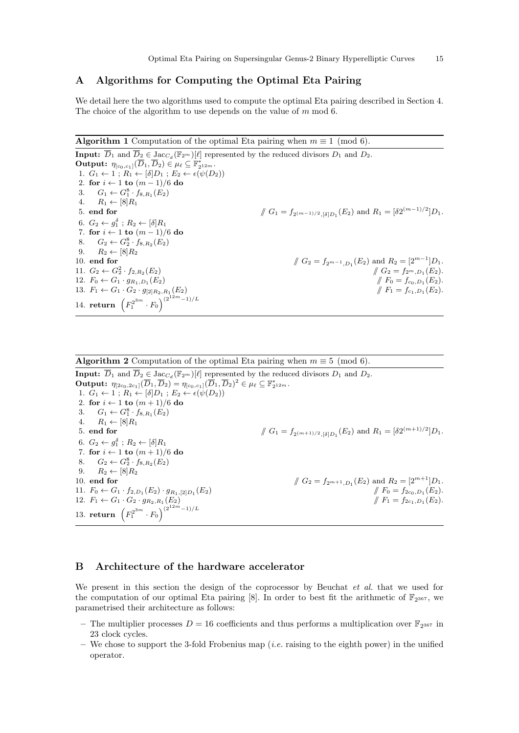## A Algorithms for Computing the Optimal Eta Pairing

We detail here the two algorithms used to compute the optimal Eta pairing described in Section 4. The choice of the algorithm to use depends on the value of $m \bmod 6$.

**Algorithm 1** Computation of the optimal Eta pairing when $m \equiv 1 \pmod 6$.

**Input:** $\overline{D}_1$ and $\overline{D}_2 \in \mathrm{Jac}_{C_d}(\mathbb{F}_{2^m})[\ell]$ represented by the reduced divisors $D_1$ and $D_2$.
**Output:** $\eta_{[c_0,c_1]}(\overline{D}_1, \overline{D}_2) \in \mu_\ell \subseteq \mathbb{F}^*_{2^{12m}}$.

1. $G_1 \leftarrow 1$ ; $R_1 \leftarrow [\delta]D_1$ ; $E_2 \leftarrow \epsilon(\psi(D_2))$
2. **for** $i \leftarrow 1$ **to** $(m-1)/6$ **do**
3. $\quad G_1 \leftarrow G_1^8 \cdot f_{8,R_1}(E_2)$
4. $\quad R_1 \leftarrow [8]R_1$
5. **end for** // $G_1 = f_{2^{(m-1)/2},[\delta]D_1}(E_2)$ and $R_1 = [\delta 2^{(m-1)/2}]D_1$.
6. $G_2 \leftarrow g_1^\delta$ ; $R_2 \leftarrow [\delta]R_1$
7. **for** $i \leftarrow 1$ **to** $(m-1)/6$ **do**
8. $\quad G_2 \leftarrow G_2^8 \cdot f_{8,R_2}(E_2)$
9. $\quad R_2 \leftarrow [8]R_2$
10. **end for** // $G_2 = f_{2^{m-1},D_1}(E_2)$ and $R_2 = [2^{m-1}]D_1$.
11. $G_2 \leftarrow G_2^2 \cdot f_{2,R_2}(E_2)$ // $G_2 = f_{2^m,D_1}(E_2)$.
12. $F_0 \leftarrow G_1 \cdot g_{R_1,D_1}(E_2)$ // $F_0 = f_{c_0,D_1}(E_2)$.
13. $F_1 \leftarrow G_1 \cdot G_2 \cdot g_{[2]R_2,R_1}(E_2)$ // $F_1 = f_{c_1,D_1}(E_2)$.
14. **return** $\left(F_1^{2^{3m}} \cdot F_0\right)^{(2^{12m}-1)/L}$

**Algorithm 2** Computation of the optimal Eta pairing when $m \equiv 5 \pmod 6$.

**Input:** $\overline{D}_1$ and $\overline{D}_2 \in \mathrm{Jac}_{C_d}(\mathbb{F}_{2^m})[\ell]$ represented by the reduced divisors $D_1$ and $D_2$.
**Output:** $\eta_{[2c_0,2c_1]}(\overline{D}_1, \overline{D}_2) = \eta_{[c_0,c_1]}(\overline{D}_1, \overline{D}_2)^2 \in \mu_\ell \subseteq \mathbb{F}^*_{2^{12m}}$.

1. $G_1 \leftarrow 1$ ; $R_1 \leftarrow [\delta]D_1$ ; $E_2 \leftarrow \epsilon(\psi(D_2))$
2. **for** $i \leftarrow 1$ **to** $(m+1)/6$ **do**
3. $\quad G_1 \leftarrow G_1^8 \cdot f_{8,R_1}(E_2)$
4. $\quad R_1 \leftarrow [8]R_1$
5. **end for** // $G_1 = f_{2^{(m+1)/2},[\delta]D_1}(E_2)$ and $R_1 = [\delta 2^{(m+1)/2}]D_1$.
6. $G_2 \leftarrow g_1^\delta$ ; $R_2 \leftarrow [\delta]R_1$
7. **for** $i \leftarrow 1$ **to** $(m+1)/6$ **do**
8. $\quad G_2 \leftarrow G_2^8 \cdot f_{8,R_2}(E_2)$
9. $\quad R_2 \leftarrow [8]R_2$
10. **end for** // $G_2 = f_{2^{m+1},D_1}(E_2)$ and $R_2 = [2^{m+1}]D_1$.
11. $F_0 \leftarrow G_1 \cdot f_{2,D_1}(E_2) \cdot g_{R_1,[2]D_1}(E_2)$ // $F_0 = f_{2c_0,D_1}(E_2)$.
12. $F_1 \leftarrow G_1 \cdot G_2 \cdot g_{R_2,R_1}(E_2)$ // $F_1 = f_{2c_1,D_1}(E_2)$.
13. **return** $\left(F_1^{2^{3m}} \cdot F_0\right)^{(2^{12m}-1)/L}$

## B Architecture of the hardware accelerator

We present in this section the design of the coprocessor by Beuchat *et al.* that we used for the computation of our optimal Eta pairing [8]. In order to best fit the arithmetic of $\mathbb{F}_{2^{367}}$, we parametrised their architecture as follows:

- The multiplier processes $D = 16$ coefficients and thus performs a multiplication over $\mathbb{F}_{2^{367}}$ in 23 clock cycles.
- We chose to support the 3-fold Frobenius map (*i.e.* raising to the eighth power) in the unified operator.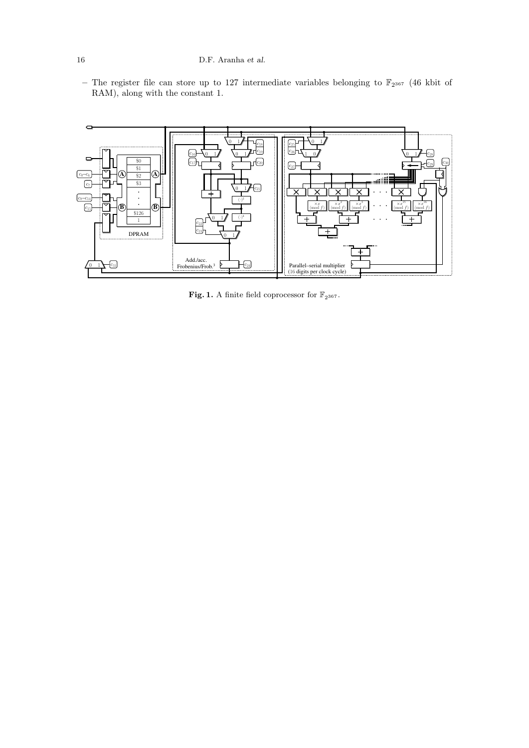– The register file can store up to 127 intermediate variables belonging to $\mathbb{F}_{2^{367}}$ (46 kbit of RAM), along with the constant 1.

DPRAM

Add./acc.
Frobenius/Frob.$^3$

Parallel–serial multiplier
(16 digits per clock cycle)

**Fig. 1.** A finite field coprocessor for $\mathbb{F}_{2^{367}}$.